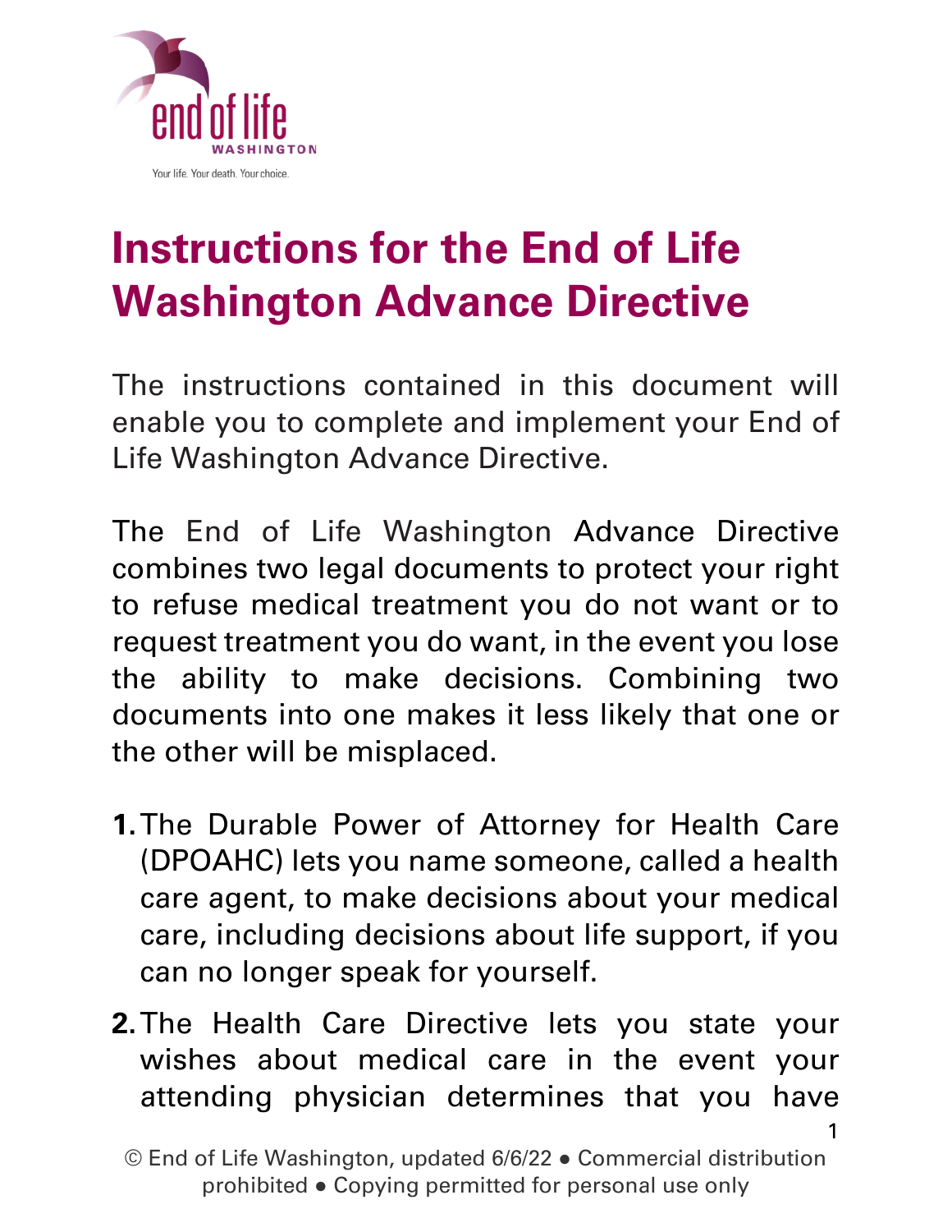end of life WASHINGTON

Your life. Your death. Your choice.

# Instructions for the End of Life Washington Advance Directive

The instructions contained in this document will enable you to complete and implement your End of Life Washington Advance Directive.

The End of Life Washington Advance Directive combines two legal documents to protect your right to refuse medical treatment you do not want or to request treatment you do want, in the event you lose the ability to make decisions. Combining two documents into one makes it less likely that one or the other will be misplaced.

1. The Durable Power of Attorney for Health Care (DPOAHC) lets you name someone, called a health care agent, to make decisions about your medical care, including decisions about life support, if you can no longer speak for yourself.

2. The Health Care Directive lets you state your wishes about medical care in the event your attending physician determines that you have

© End of Life Washington, updated 6/6/22 ● Commercial distribution prohibited ● Copying permitted for personal use only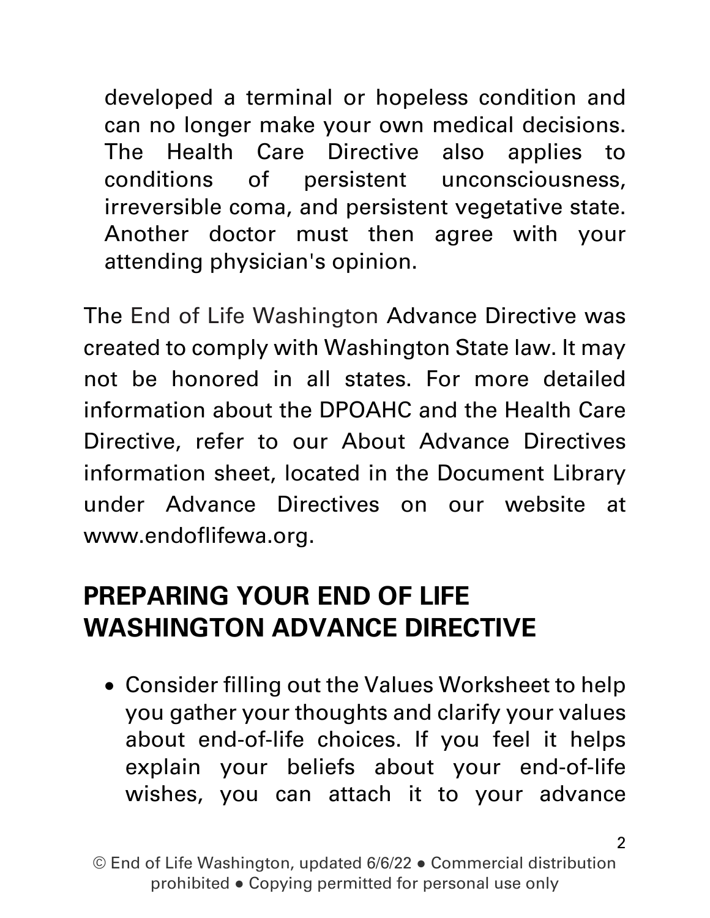developed a terminal or hopeless condition and can no longer make your own medical decisions. The Health Care Directive also applies to conditions of persistent unconsciousness, irreversible coma, and persistent vegetative state. Another doctor must then agree with your attending physician's opinion.

The End of Life Washington Advance Directive was created to comply with Washington State law. It may not be honored in all states. For more detailed information about the DPOAHC and the Health Care Directive, refer to our About Advance Directives information sheet, located in the Document Library under Advance Directives on our website at www.endoflifewa.org.

## PREPARING YOUR END OF LIFE WASHINGTON ADVANCE DIRECTIVE

- Consider filling out the Values Worksheet to help you gather your thoughts and clarify your values about end-of-life choices. If you feel it helps explain your beliefs about your end-of-life wishes, you can attach it to your advance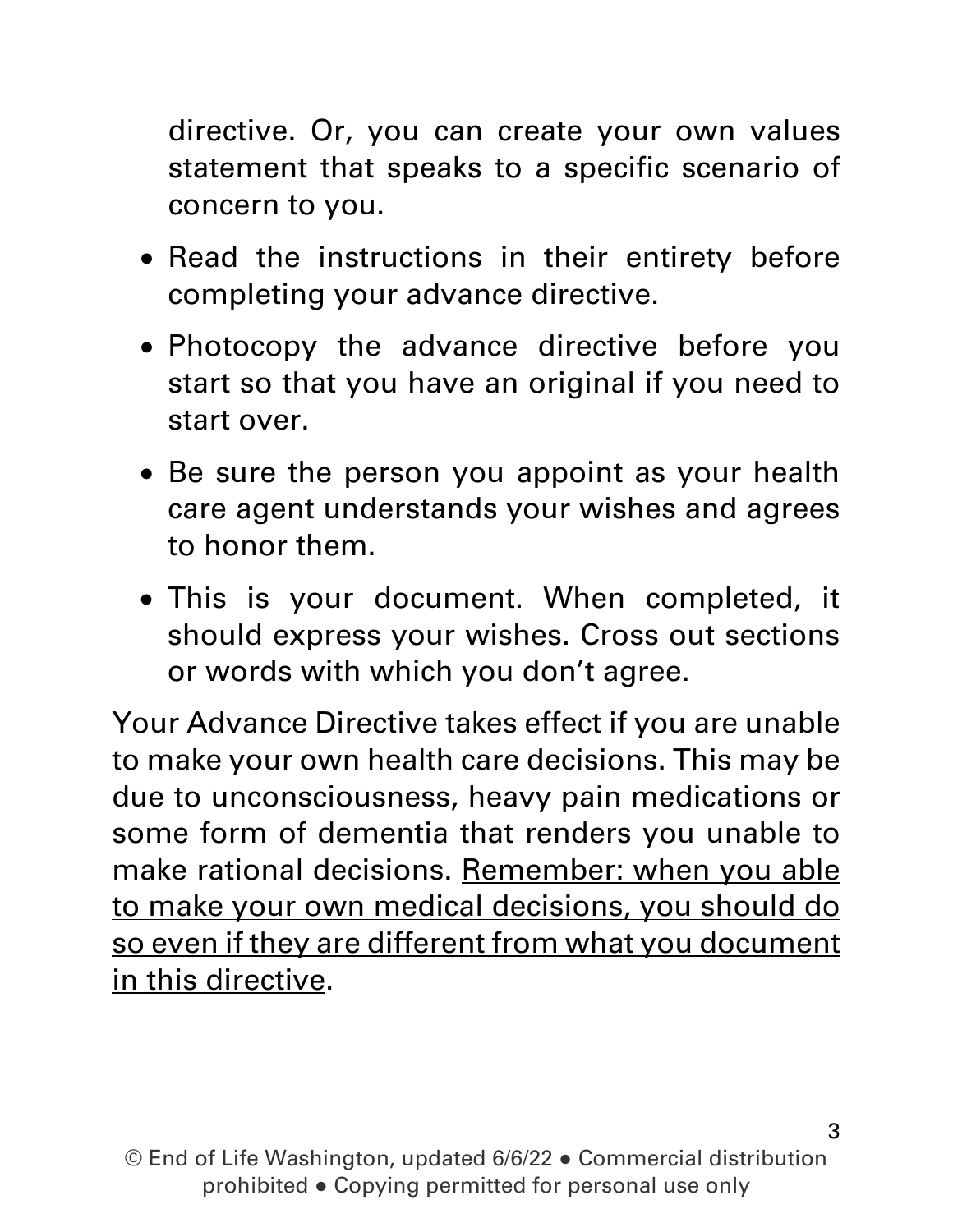directive. Or, you can create your own values statement that speaks to a specific scenario of concern to you.

- Read the instructions in their entirety before completing your advance directive.
- Photocopy the advance directive before you start so that you have an original if you need to start over.
- Be sure the person you appoint as your health care agent understands your wishes and agrees to honor them.
- This is your document. When completed, it should express your wishes. Cross out sections or words with which you don't agree.

Your Advance Directive takes effect if you are unable to make your own health care decisions. This may be due to unconsciousness, heavy pain medications or some form of dementia that renders you unable to make rational decisions. <u>Remember: when you able to make your own medical decisions, you should do so even if they are different from what you document in this directive</u>.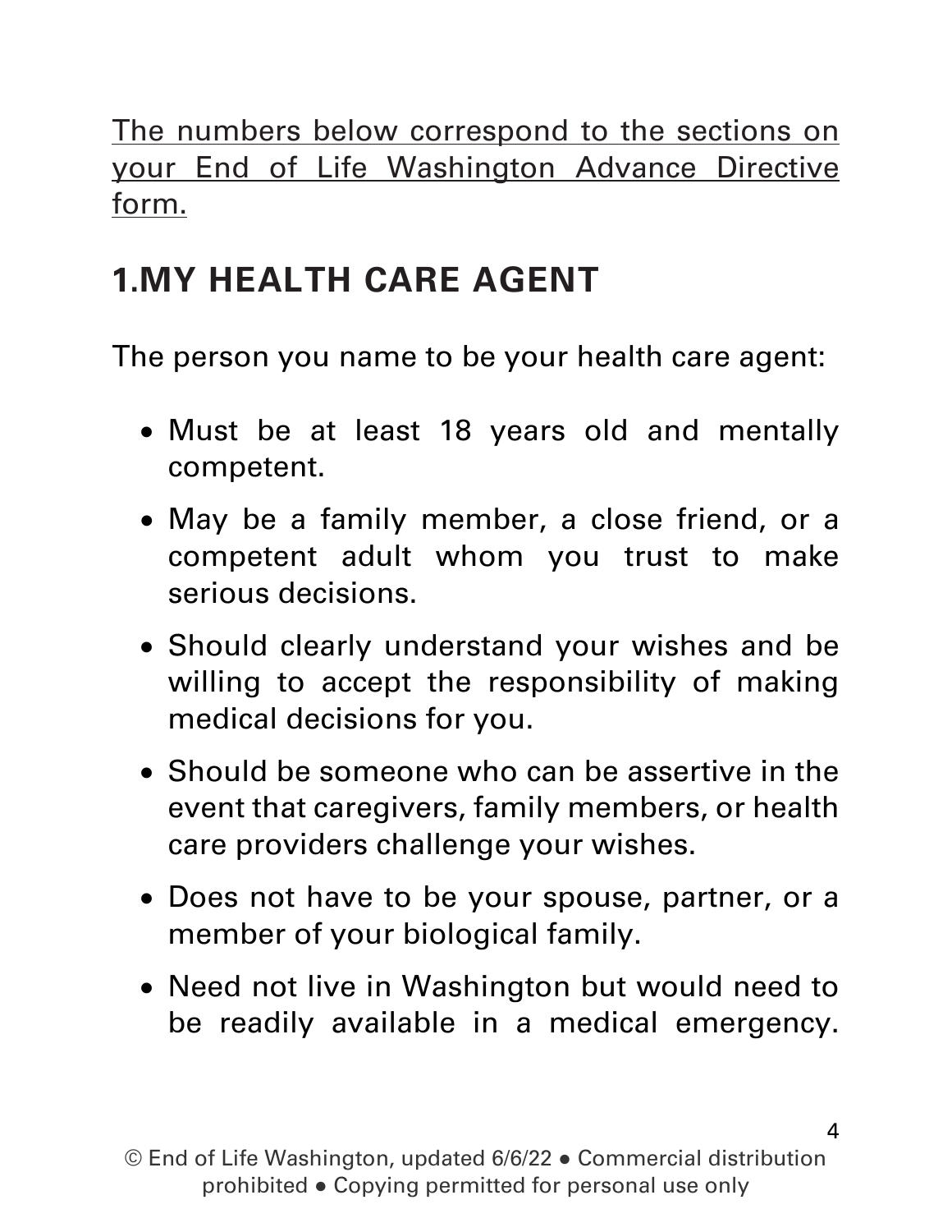<u>The numbers below correspond to the sections on your End of Life Washington Advance Directive form.</u>

## 1.MY HEALTH CARE AGENT

The person you name to be your health care agent:

- Must be at least 18 years old and mentally competent.
- May be a family member, a close friend, or a competent adult whom you trust to make serious decisions.
- Should clearly understand your wishes and be willing to accept the responsibility of making medical decisions for you.
- Should be someone who can be assertive in the event that caregivers, family members, or health care providers challenge your wishes.
- Does not have to be your spouse, partner, or a member of your biological family.
- Need not live in Washington but would need to be readily available in a medical emergency.

© End of Life Washington, updated 6/6/22 ● Commercial distribution prohibited ● Copying permitted for personal use only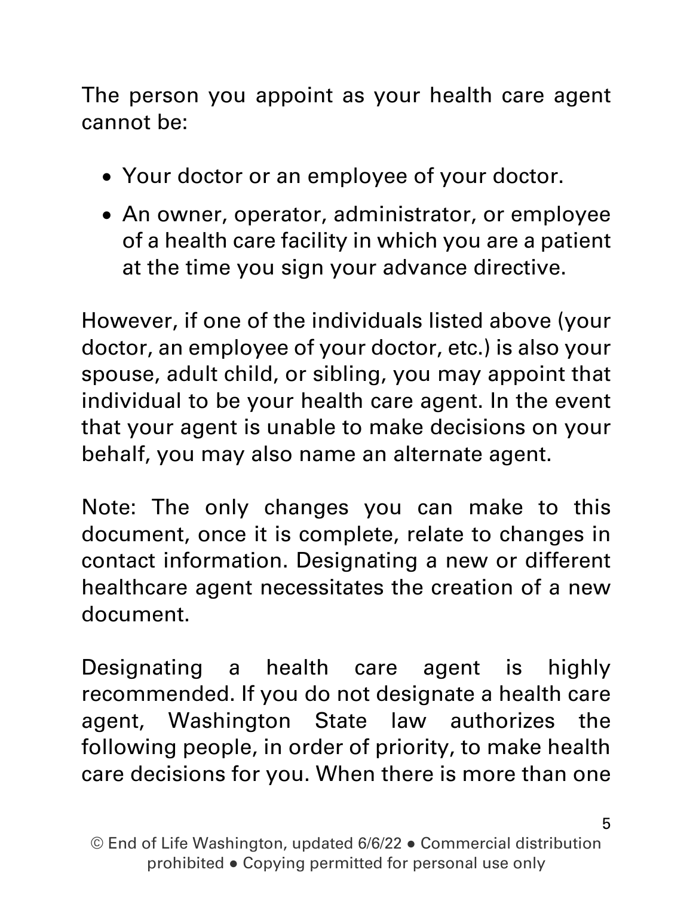The person you appoint as your health care agent cannot be:

- Your doctor or an employee of your doctor.
- An owner, operator, administrator, or employee of a health care facility in which you are a patient at the time you sign your advance directive.

However, if one of the individuals listed above (your doctor, an employee of your doctor, etc.) is also your spouse, adult child, or sibling, you may appoint that individual to be your health care agent. In the event that your agent is unable to make decisions on your behalf, you may also name an alternate agent.

Note: The only changes you can make to this document, once it is complete, relate to changes in contact information. Designating a new or different healthcare agent necessitates the creation of a new document.

Designating a health care agent is highly recommended. If you do not designate a health care agent, Washington State law authorizes the following people, in order of priority, to make health care decisions for you. When there is more than one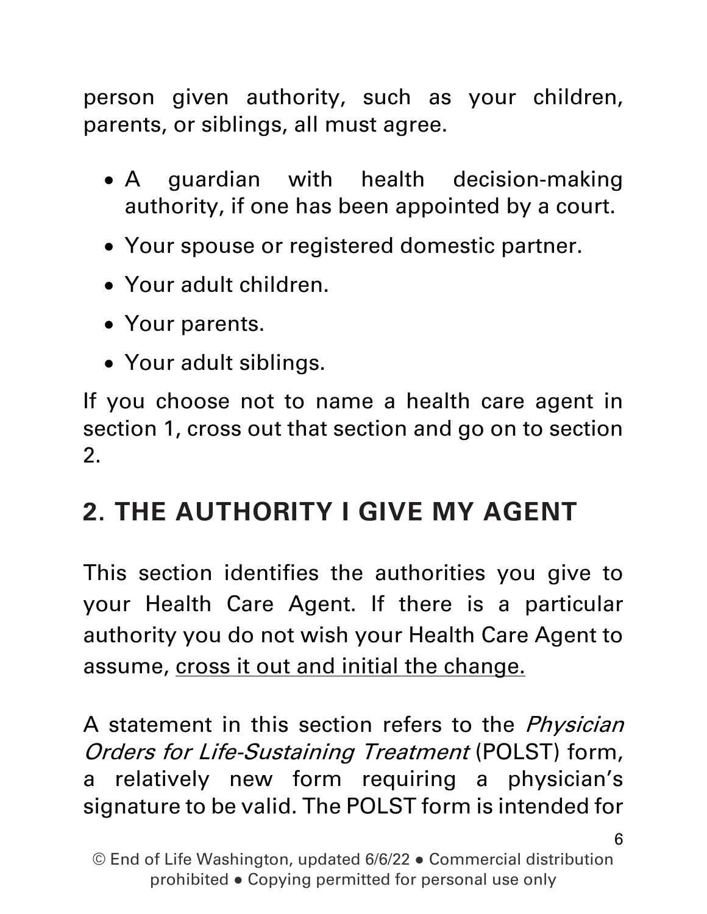person given authority, such as your children, parents, or siblings, all must agree.

- A guardian with health decision-making authority, if one has been appointed by a court.
- Your spouse or registered domestic partner.
- Your adult children.
- Your parents.
- Your adult siblings.

If you choose not to name a health care agent in section 1, cross out that section and go on to section 2.

## 2. THE AUTHORITY I GIVE MY AGENT

This section identifies the authorities you give to your Health Care Agent. If there is a particular authority you do not wish your Health Care Agent to assume, <u>cross it out and initial the change.</u>

A statement in this section refers to the *Physician Orders for Life-Sustaining Treatment* (POLST) form, a relatively new form requiring a physician's signature to be valid. The POLST form is intended for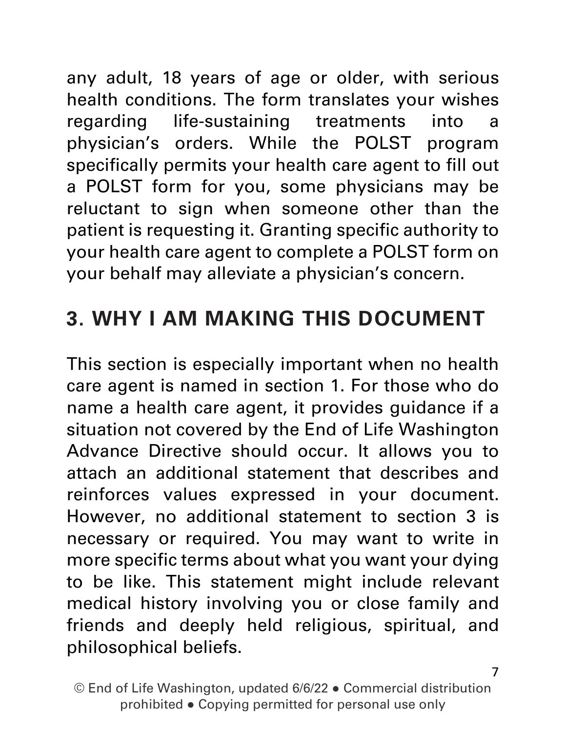any adult, 18 years of age or older, with serious health conditions. The form translates your wishes regarding life-sustaining treatments into a physician's orders. While the POLST program specifically permits your health care agent to fill out a POLST form for you, some physicians may be reluctant to sign when someone other than the patient is requesting it. Granting specific authority to your health care agent to complete a POLST form on your behalf may alleviate a physician's concern.

## 3. WHY I AM MAKING THIS DOCUMENT

This section is especially important when no health care agent is named in section 1. For those who do name a health care agent, it provides guidance if a situation not covered by the End of Life Washington Advance Directive should occur. It allows you to attach an additional statement that describes and reinforces values expressed in your document. However, no additional statement to section 3 is necessary or required. You may want to write in more specific terms about what you want your dying to be like. This statement might include relevant medical history involving you or close family and friends and deeply held religious, spiritual, and philosophical beliefs.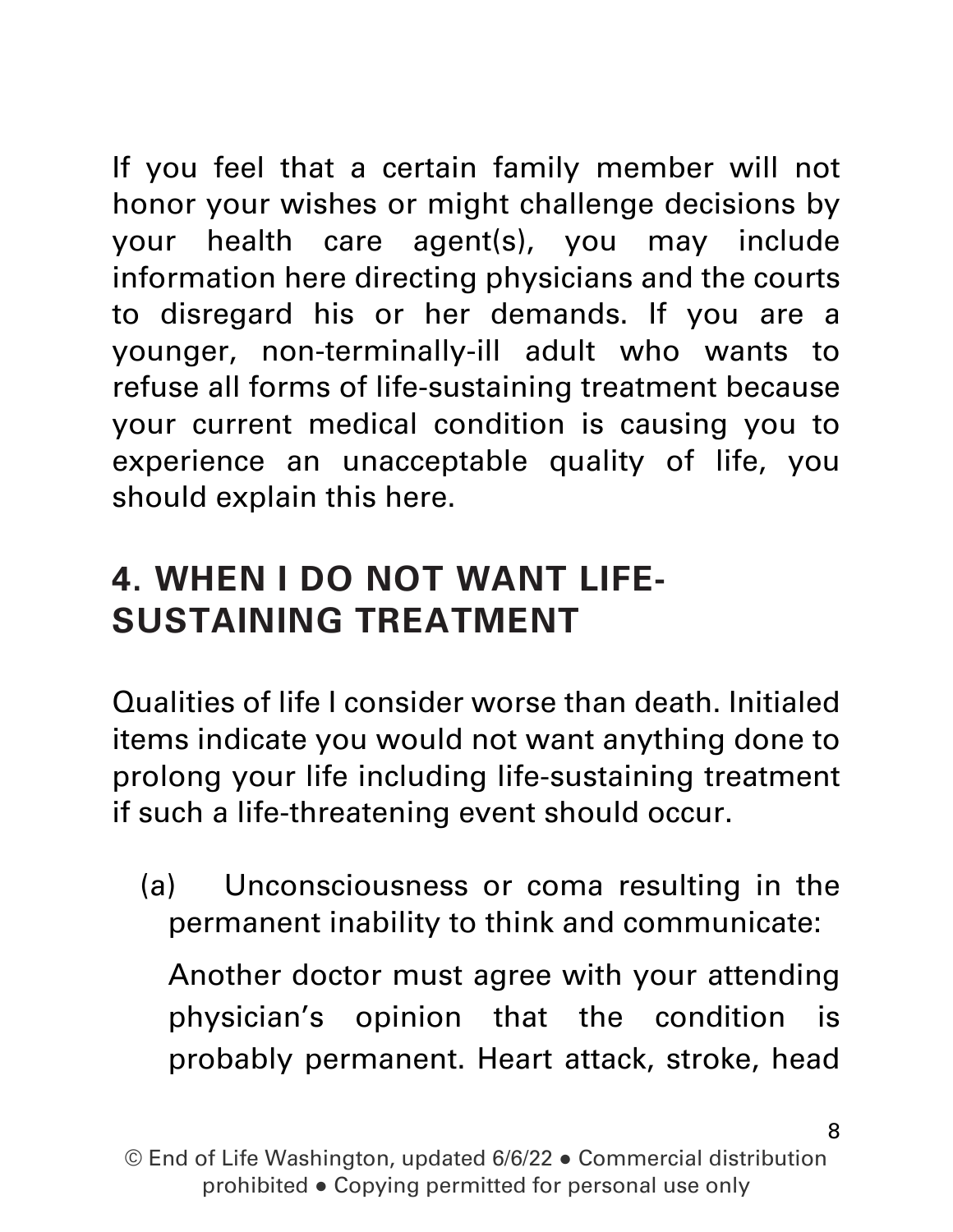If you feel that a certain family member will not honor your wishes or might challenge decisions by your health care agent(s), you may include information here directing physicians and the courts to disregard his or her demands. If you are a younger, non-terminally-ill adult who wants to refuse all forms of life-sustaining treatment because your current medical condition is causing you to experience an unacceptable quality of life, you should explain this here.

## 4. WHEN I DO NOT WANT LIFE-SUSTAINING TREATMENT

Qualities of life I consider worse than death. Initialed items indicate you would not want anything done to prolong your life including life-sustaining treatment if such a life-threatening event should occur.

(a) Unconsciousness or coma resulting in the permanent inability to think and communicate:

Another doctor must agree with your attending physician's opinion that the condition is probably permanent. Heart attack, stroke, head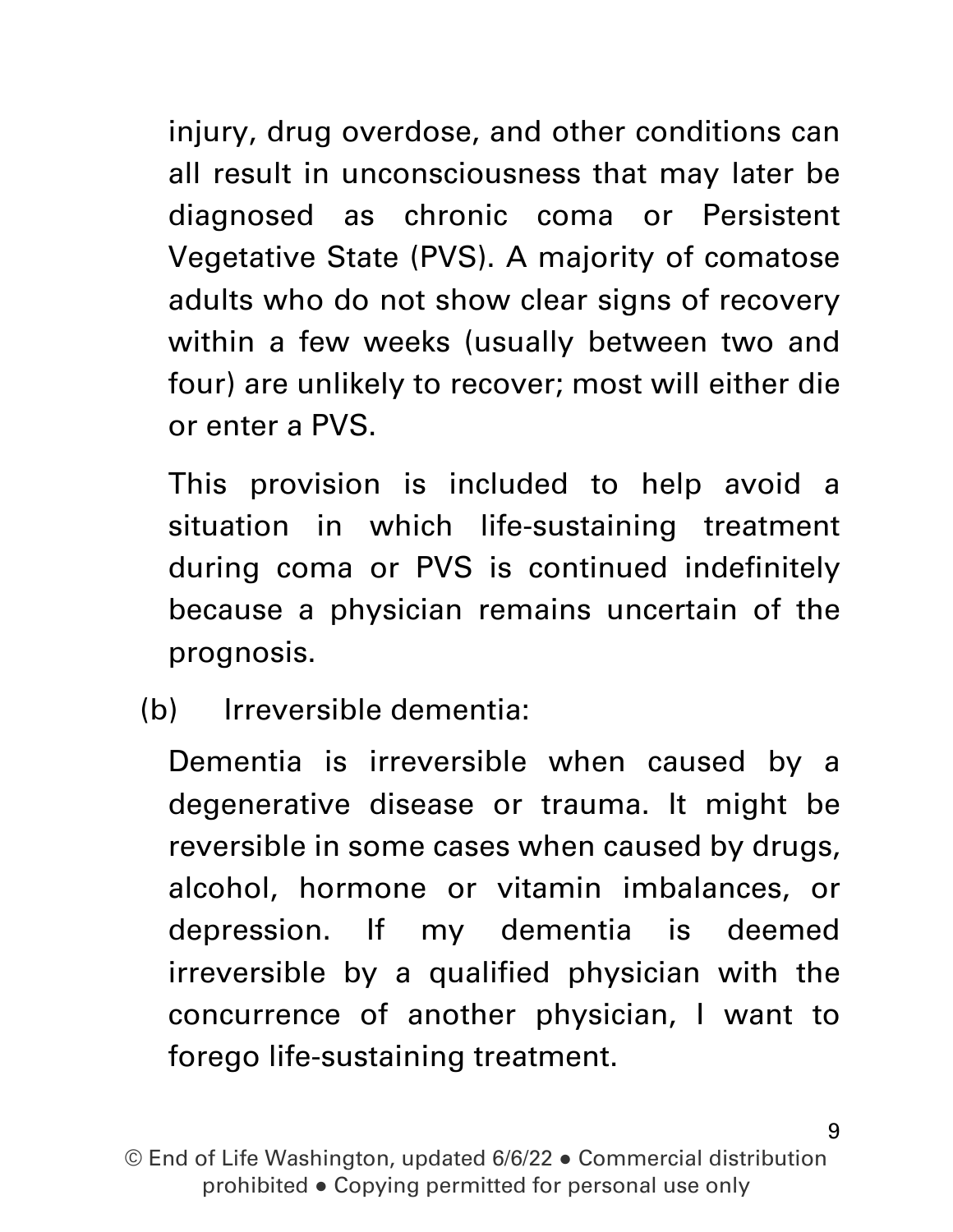injury, drug overdose, and other conditions can all result in unconsciousness that may later be diagnosed as chronic coma or Persistent Vegetative State (PVS). A majority of comatose adults who do not show clear signs of recovery within a few weeks (usually between two and four) are unlikely to recover; most will either die or enter a PVS.

This provision is included to help avoid a situation in which life-sustaining treatment during coma or PVS is continued indefinitely because a physician remains uncertain of the prognosis.

(b) Irreversible dementia:

Dementia is irreversible when caused by a degenerative disease or trauma. It might be reversible in some cases when caused by drugs, alcohol, hormone or vitamin imbalances, or depression. If my dementia is deemed irreversible by a qualified physician with the concurrence of another physician, I want to forego life-sustaining treatment.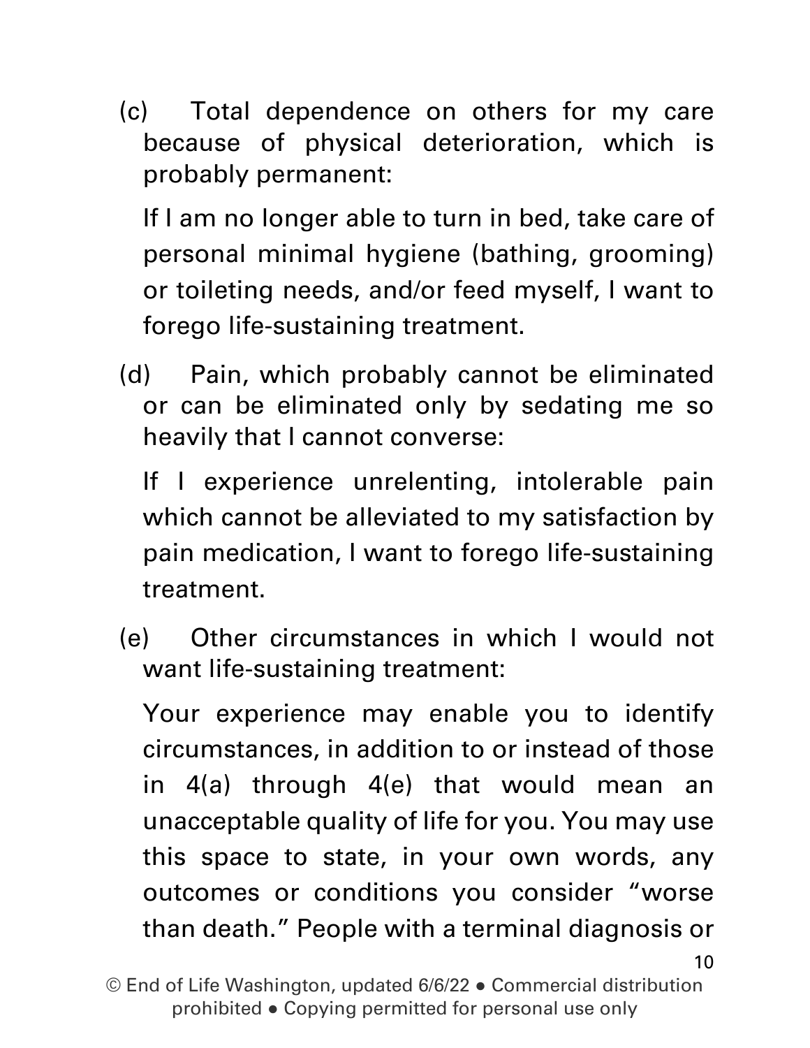(c) Total dependence on others for my care because of physical deterioration, which is probably permanent:

If I am no longer able to turn in bed, take care of personal minimal hygiene (bathing, grooming) or toileting needs, and/or feed myself, I want to forego life-sustaining treatment.

(d) Pain, which probably cannot be eliminated or can be eliminated only by sedating me so heavily that I cannot converse:

If I experience unrelenting, intolerable pain which cannot be alleviated to my satisfaction by pain medication, I want to forego life-sustaining treatment.

(e) Other circumstances in which I would not want life-sustaining treatment:

Your experience may enable you to identify circumstances, in addition to or instead of those in 4(a) through 4(e) that would mean an unacceptable quality of life for you. You may use this space to state, in your own words, any outcomes or conditions you consider "worse than death." People with a terminal diagnosis or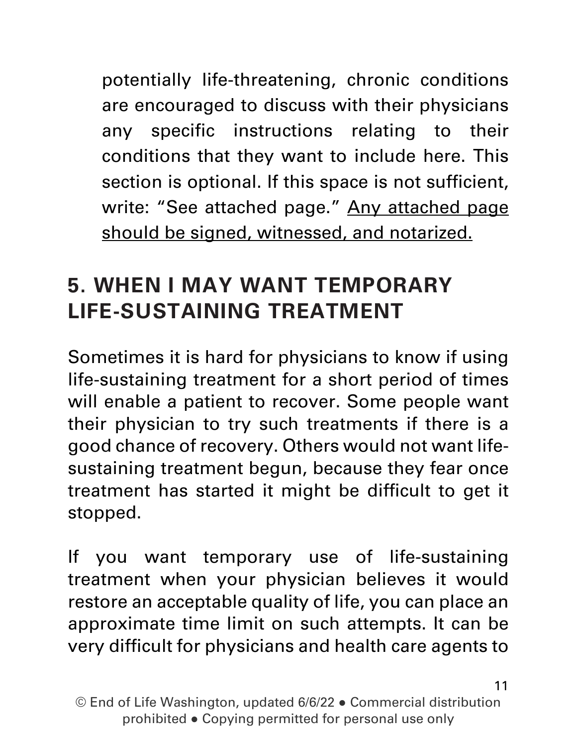potentially life-threatening, chronic conditions are encouraged to discuss with their physicians any specific instructions relating to their conditions that they want to include here. This section is optional. If this space is not sufficient, write: "See attached page." <u>Any attached page should be signed, witnessed, and notarized.</u>

## 5. WHEN I MAY WANT TEMPORARY LIFE-SUSTAINING TREATMENT

Sometimes it is hard for physicians to know if using life-sustaining treatment for a short period of times will enable a patient to recover. Some people want their physician to try such treatments if there is a good chance of recovery. Others would not want life-sustaining treatment begun, because they fear once treatment has started it might be difficult to get it stopped.

If you want temporary use of life-sustaining treatment when your physician believes it would restore an acceptable quality of life, you can place an approximate time limit on such attempts. It can be very difficult for physicians and health care agents to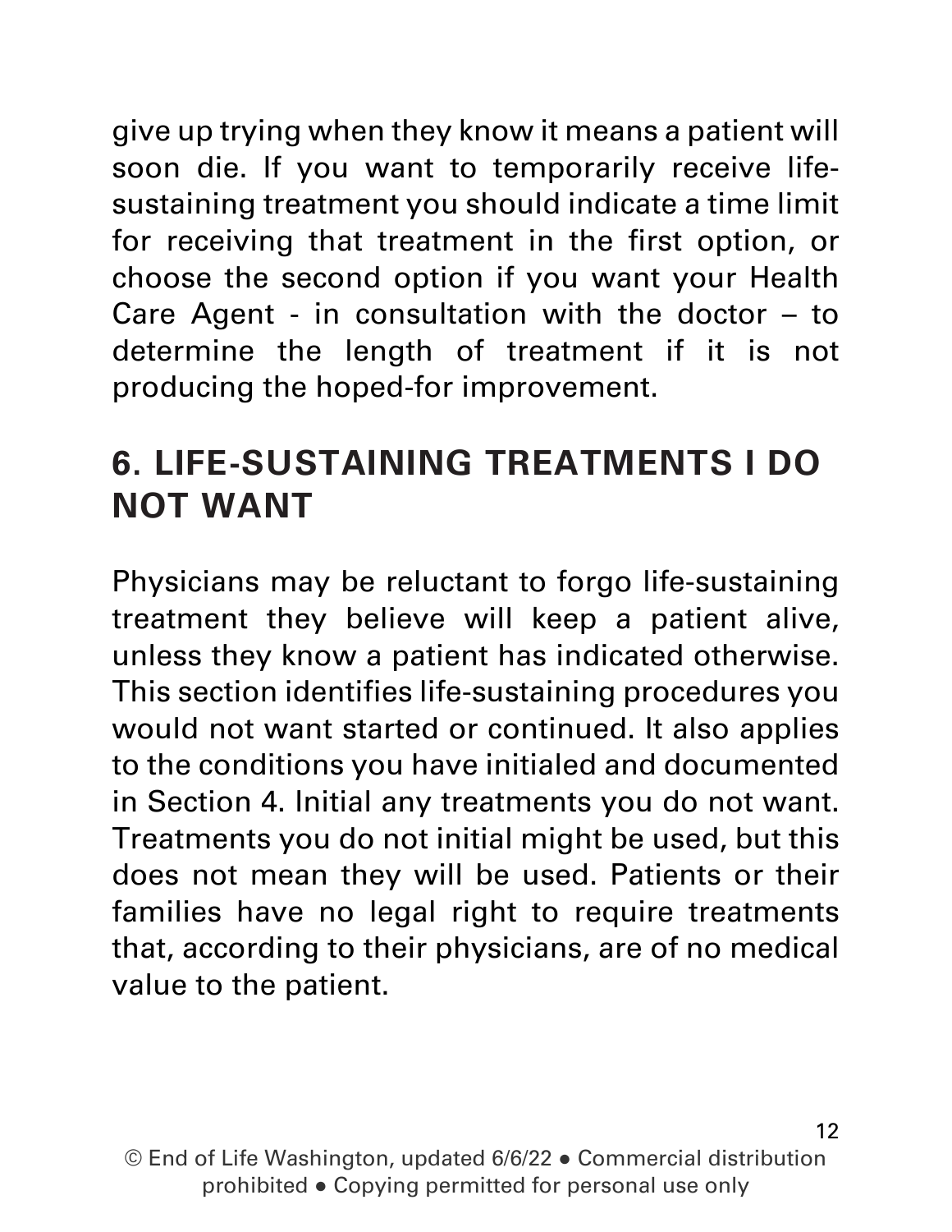give up trying when they know it means a patient will soon die. If you want to temporarily receive life-sustaining treatment you should indicate a time limit for receiving that treatment in the first option, or choose the second option if you want your Health Care Agent - in consultation with the doctor – to determine the length of treatment if it is not producing the hoped-for improvement.

## 6. LIFE-SUSTAINING TREATMENTS I DO NOT WANT

Physicians may be reluctant to forgo life-sustaining treatment they believe will keep a patient alive, unless they know a patient has indicated otherwise. This section identifies life-sustaining procedures you would not want started or continued. It also applies to the conditions you have initialed and documented in Section 4. Initial any treatments you do not want. Treatments you do not initial might be used, but this does not mean they will be used. Patients or their families have no legal right to require treatments that, according to their physicians, are of no medical value to the patient.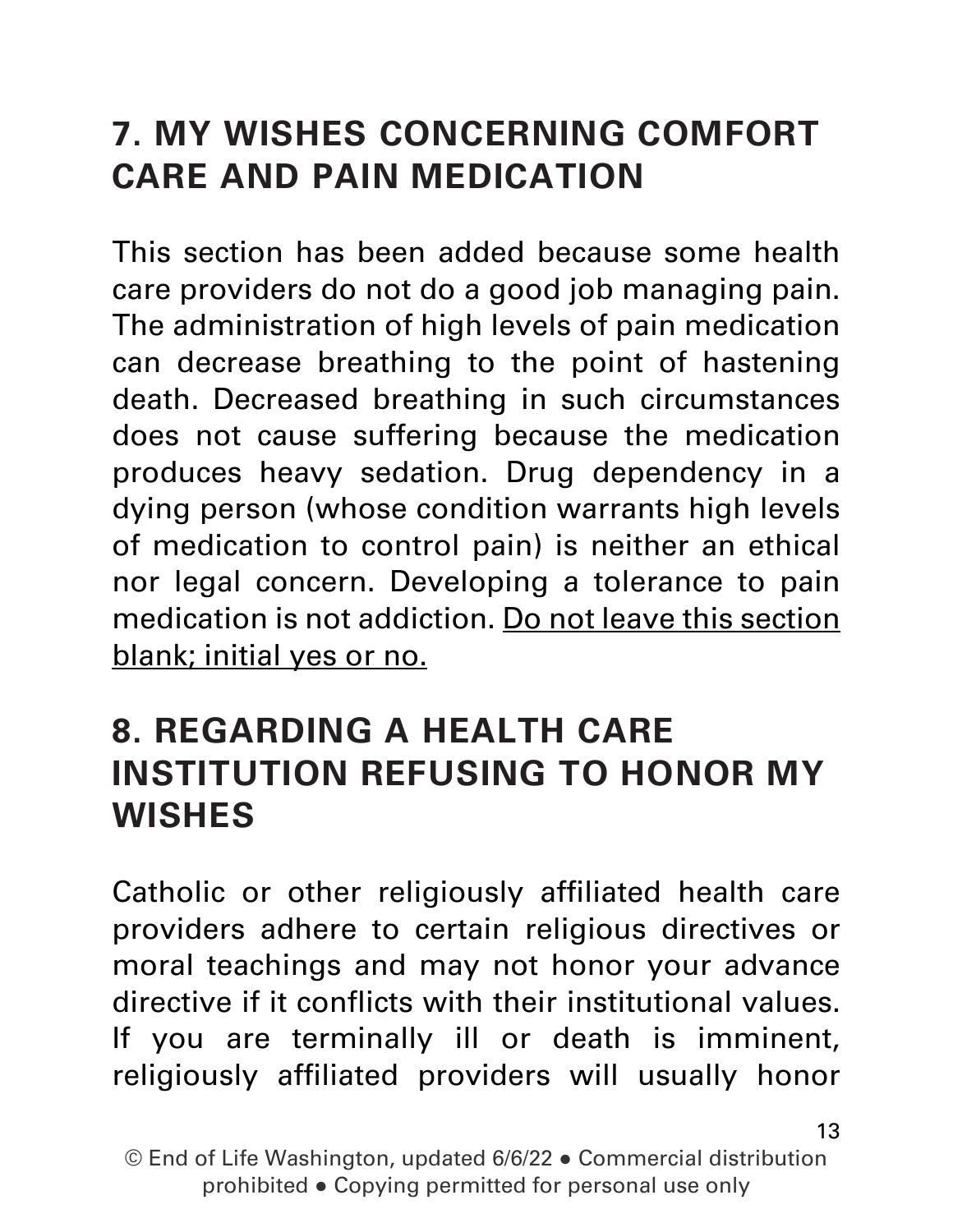## 7. MY WISHES CONCERNING COMFORT CARE AND PAIN MEDICATION

This section has been added because some health care providers do not do a good job managing pain. The administration of high levels of pain medication can decrease breathing to the point of hastening death. Decreased breathing in such circumstances does not cause suffering because the medication produces heavy sedation. Drug dependency in a dying person (whose condition warrants high levels of medication to control pain) is neither an ethical nor legal concern. Developing a tolerance to pain medication is not addiction. <u>Do not leave this section blank; initial yes or no.</u>

## 8. REGARDING A HEALTH CARE INSTITUTION REFUSING TO HONOR MY WISHES

Catholic or other religiously affiliated health care providers adhere to certain religious directives or moral teachings and may not honor your advance directive if it conflicts with their institutional values. If you are terminally ill or death is imminent, religiously affiliated providers will usually honor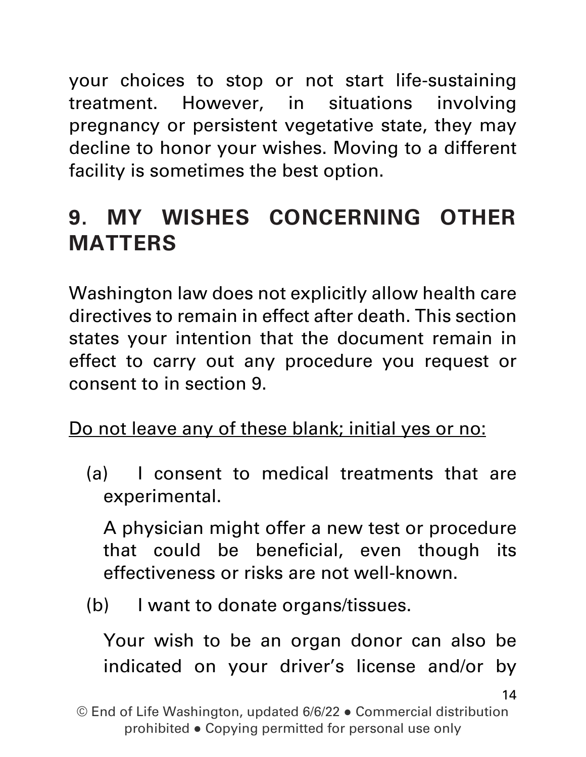your choices to stop or not start life-sustaining treatment. However, in situations involving pregnancy or persistent vegetative state, they may decline to honor your wishes. Moving to a different facility is sometimes the best option.

## 9. MY WISHES CONCERNING OTHER MATTERS

Washington law does not explicitly allow health care directives to remain in effect after death. This section states your intention that the document remain in effect to carry out any procedure you request or consent to in section 9.

<u>Do not leave any of these blank; initial yes or no:</u>

(a) I consent to medical treatments that are experimental.

A physician might offer a new test or procedure that could be beneficial, even though its effectiveness or risks are not well-known.

(b) I want to donate organs/tissues.

Your wish to be an organ donor can also be indicated on your driver's license and/or by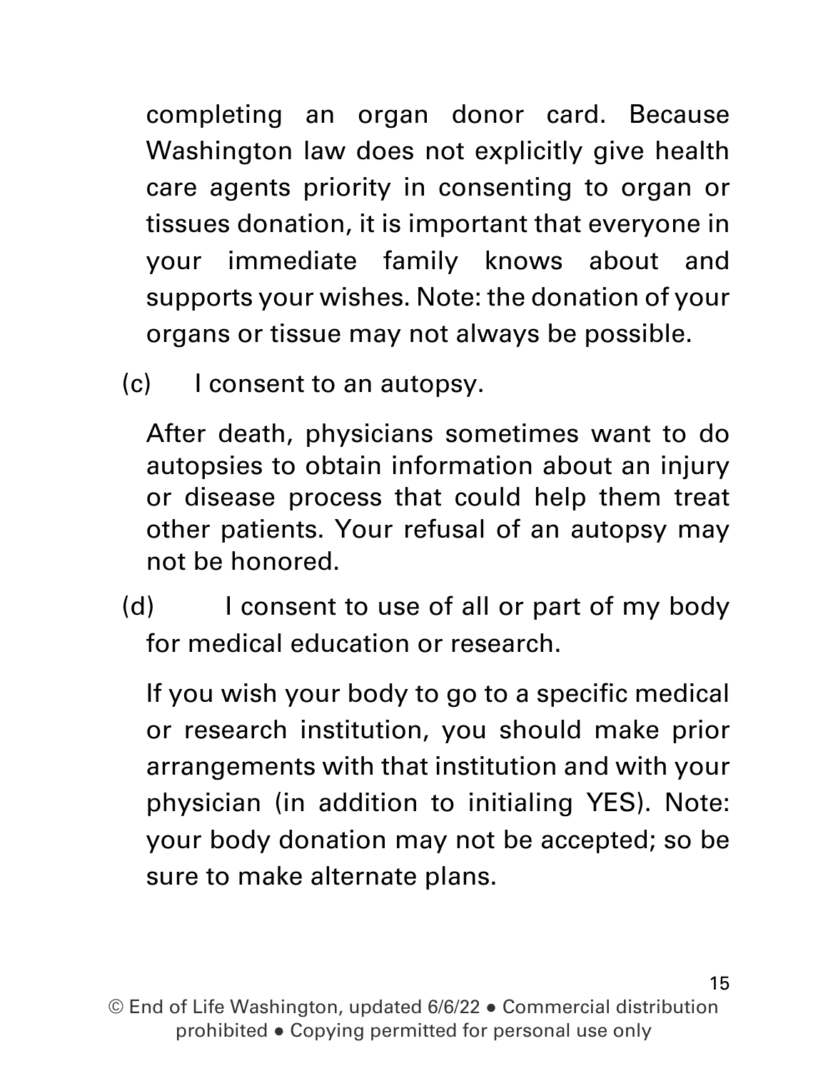completing an organ donor card. Because Washington law does not explicitly give health care agents priority in consenting to organ or tissues donation, it is important that everyone in your immediate family knows about and supports your wishes. Note: the donation of your organs or tissue may not always be possible.

(c) I consent to an autopsy.

After death, physicians sometimes want to do autopsies to obtain information about an injury or disease process that could help them treat other patients. Your refusal of an autopsy may not be honored.

(d) I consent to use of all or part of my body for medical education or research.

If you wish your body to go to a specific medical or research institution, you should make prior arrangements with that institution and with your physician (in addition to initialing YES). Note: your body donation may not be accepted; so be sure to make alternate plans.

© End of Life Washington, updated 6/6/22 ● Commercial distribution prohibited ● Copying permitted for personal use only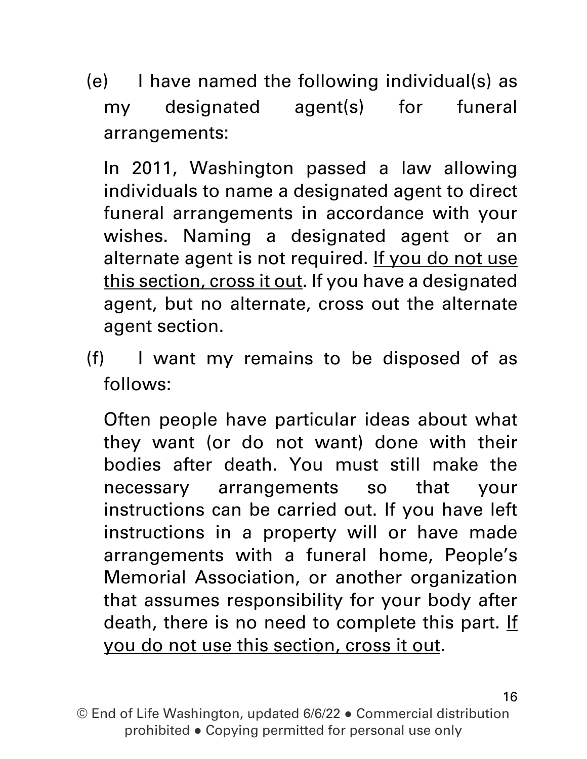(e) I have named the following individual(s) as my designated agent(s) for funeral arrangements:

In 2011, Washington passed a law allowing individuals to name a designated agent to direct funeral arrangements in accordance with your wishes. Naming a designated agent or an alternate agent is not required. <u>If you do not use this section, cross it out</u>. If you have a designated agent, but no alternate, cross out the alternate agent section.

(f) I want my remains to be disposed of as follows:

Often people have particular ideas about what they want (or do not want) done with their bodies after death. You must still make the necessary arrangements so that your instructions can be carried out. If you have left instructions in a property will or have made arrangements with a funeral home, People's Memorial Association, or another organization that assumes responsibility for your body after death, there is no need to complete this part. <u>If you do not use this section, cross it out</u>.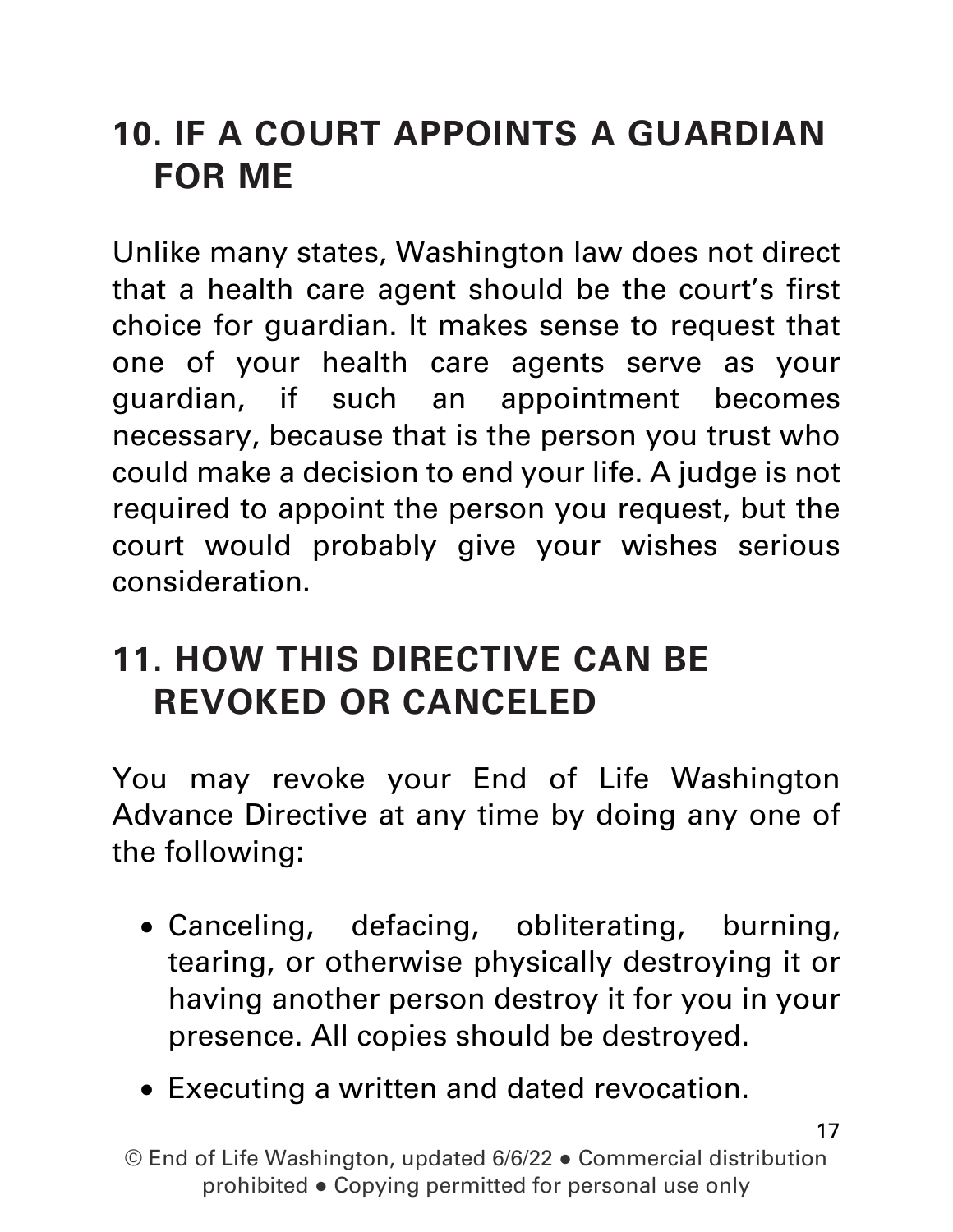## 10. IF A COURT APPOINTS A GUARDIAN FOR ME

Unlike many states, Washington law does not direct that a health care agent should be the court's first choice for guardian. It makes sense to request that one of your health care agents serve as your guardian, if such an appointment becomes necessary, because that is the person you trust who could make a decision to end your life. A judge is not required to appoint the person you request, but the court would probably give your wishes serious consideration.

## 11. HOW THIS DIRECTIVE CAN BE REVOKED OR CANCELED

You may revoke your End of Life Washington Advance Directive at any time by doing any one of the following:

- Canceling, defacing, obliterating, burning, tearing, or otherwise physically destroying it or having another person destroy it for you in your presence. All copies should be destroyed.
- Executing a written and dated revocation.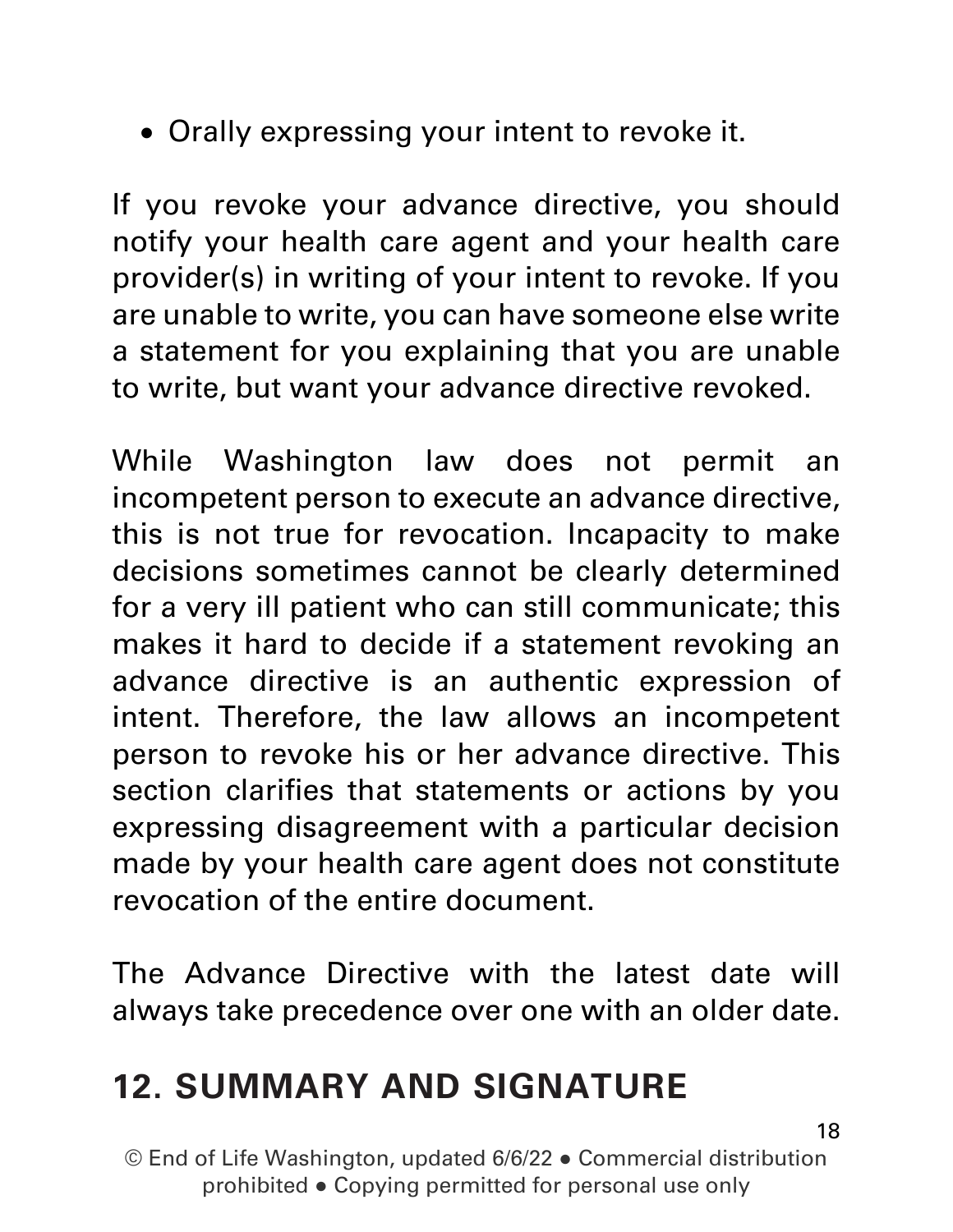- Orally expressing your intent to revoke it.

If you revoke your advance directive, you should notify your health care agent and your health care provider(s) in writing of your intent to revoke. If you are unable to write, you can have someone else write a statement for you explaining that you are unable to write, but want your advance directive revoked.

While Washington law does not permit an incompetent person to execute an advance directive, this is not true for revocation. Incapacity to make decisions sometimes cannot be clearly determined for a very ill patient who can still communicate; this makes it hard to decide if a statement revoking an advance directive is an authentic expression of intent. Therefore, the law allows an incompetent person to revoke his or her advance directive. This section clarifies that statements or actions by you expressing disagreement with a particular decision made by your health care agent does not constitute revocation of the entire document.

The Advance Directive with the latest date will always take precedence over one with an older date.

## 12. SUMMARY AND SIGNATURE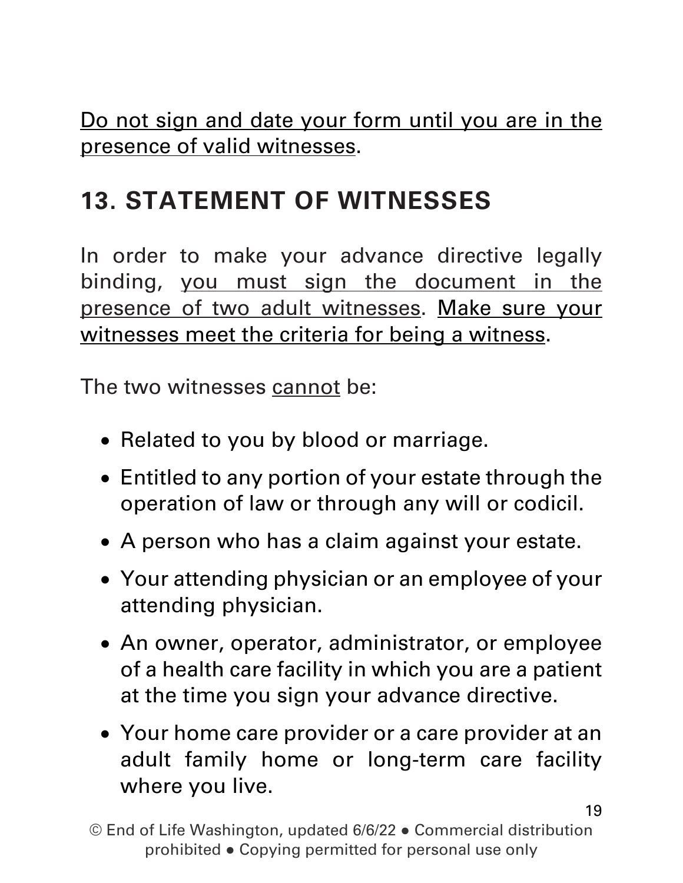<u>Do not sign and date your form until you are in the presence of valid witnesses</u>.

## 13. STATEMENT OF WITNESSES

In order to make your advance directive legally binding, <u>you must sign the document in the presence of two adult witnesses</u>. <u>Make sure your witnesses meet the criteria for being a witness</u>.

The two witnesses <u>cannot</u> be:

- Related to you by blood or marriage.
- Entitled to any portion of your estate through the operation of law or through any will or codicil.
- A person who has a claim against your estate.
- Your attending physician or an employee of your attending physician.
- An owner, operator, administrator, or employee of a health care facility in which you are a patient at the time you sign your advance directive.
- Your home care provider or a care provider at an adult family home or long-term care facility where you live.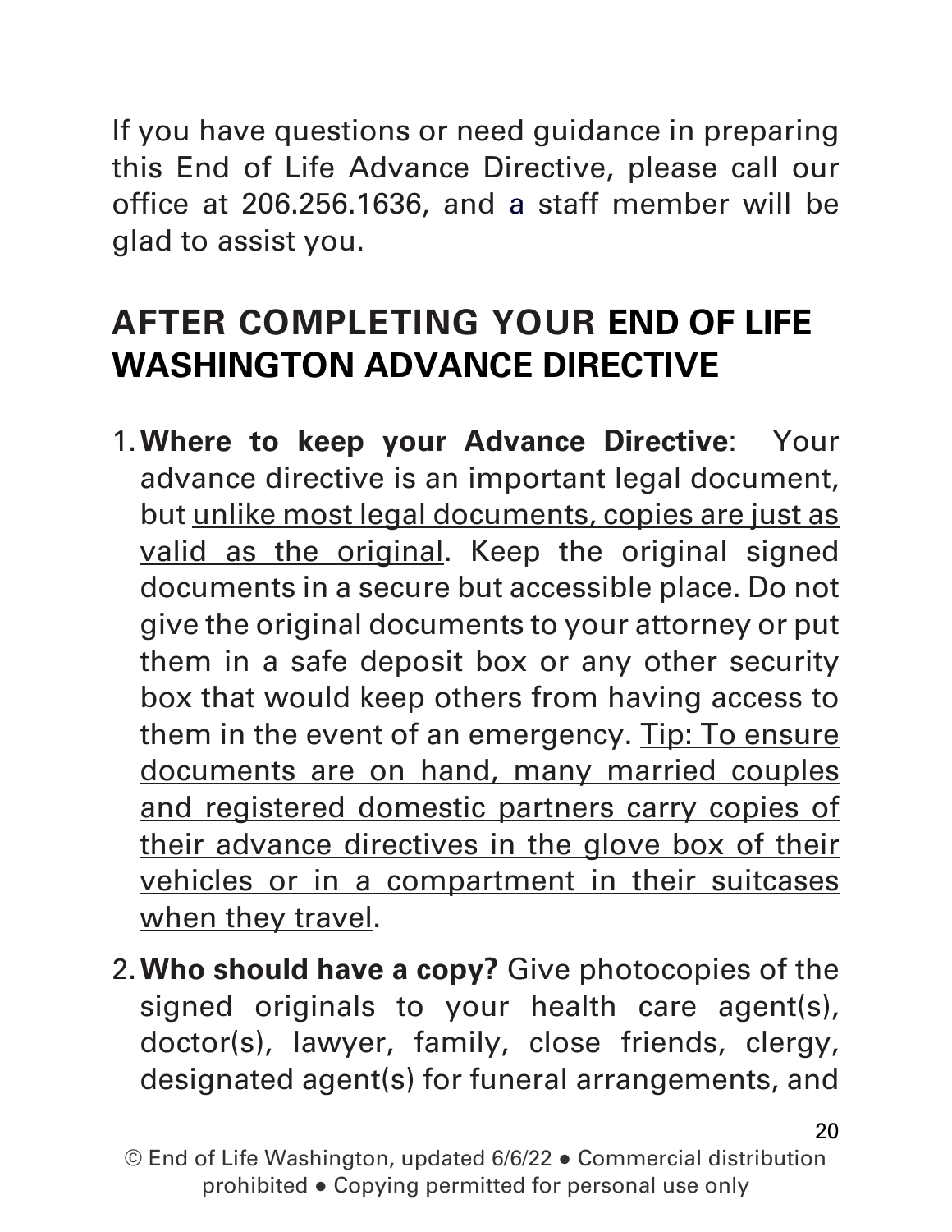If you have questions or need guidance in preparing this End of Life Advance Directive, please call our office at 206.256.1636, and a staff member will be glad to assist you.

## AFTER COMPLETING YOUR END OF LIFE WASHINGTON ADVANCE DIRECTIVE

1. **Where to keep your Advance Directive**: Your advance directive is an important legal document, but <u>unlike most legal documents, copies are just as valid as the original</u>. Keep the original signed documents in a secure but accessible place. Do not give the original documents to your attorney or put them in a safe deposit box or any other security box that would keep others from having access to them in the event of an emergency. <u>Tip: To ensure documents are on hand, many married couples and registered domestic partners carry copies of their advance directives in the glove box of their vehicles or in a compartment in their suitcases when they travel</u>.

2. **Who should have a copy?** Give photocopies of the signed originals to your health care agent(s), doctor(s), lawyer, family, close friends, clergy, designated agent(s) for funeral arrangements, and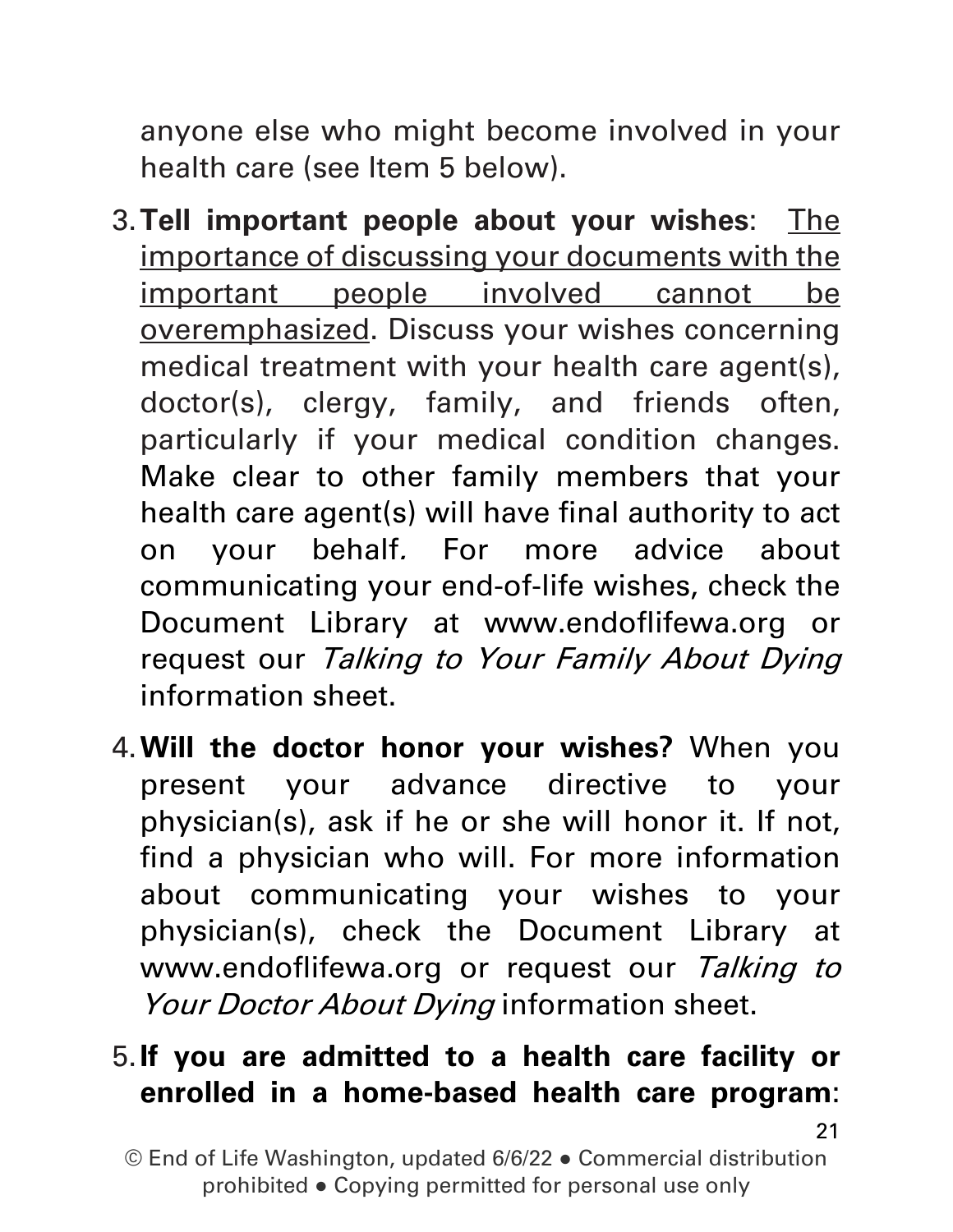anyone else who might become involved in your health care (see Item 5 below).

3. **Tell important people about your wishes**: <u>The importance of discussing your documents with the important people involved cannot be overemphasized</u>. Discuss your wishes concerning medical treatment with your health care agent(s), doctor(s), clergy, family, and friends often, particularly if your medical condition changes. Make clear to other family members that your health care agent(s) will have final authority to act on your behalf. For more advice about communicating your end-of-life wishes, check the Document Library at www.endoflifewa.org or request our *Talking to Your Family About Dying* information sheet.

4. **Will the doctor honor your wishes?** When you present your advance directive to your physician(s), ask if he or she will honor it. If not, find a physician who will. For more information about communicating your wishes to your physician(s), check the Document Library at www.endoflifewa.org or request our *Talking to Your Doctor About Dying* information sheet.

5. **If you are admitted to a health care facility or enrolled in a home-based health care program**: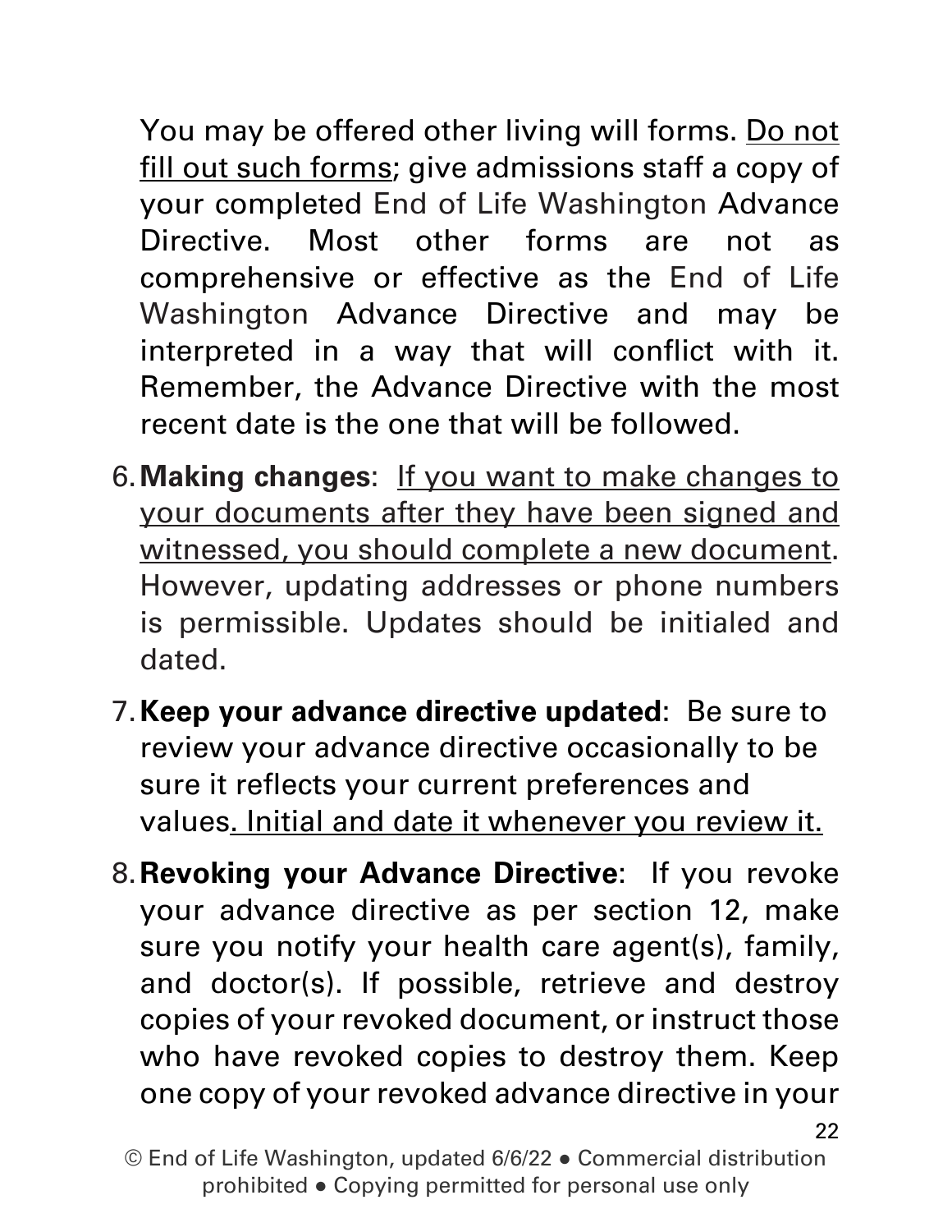You may be offered other living will forms. <u>Do not fill out such forms</u>; give admissions staff a copy of your completed End of Life Washington Advance Directive. Most other forms are not as comprehensive or effective as the End of Life Washington Advance Directive and may be interpreted in a way that will conflict with it. Remember, the Advance Directive with the most recent date is the one that will be followed.

6. **Making changes**: <u>If you want to make changes to your documents after they have been signed and witnessed, you should complete a new document</u>. However, updating addresses or phone numbers is permissible. Updates should be initialed and dated.

7. **Keep your advance directive updated**: Be sure to review your advance directive occasionally to be sure it reflects your current preferences and values<u>. Initial and date it whenever you review it.</u>

8. **Revoking your Advance Directive**: If you revoke your advance directive as per section 12, make sure you notify your health care agent(s), family, and doctor(s). If possible, retrieve and destroy copies of your revoked document, or instruct those who have revoked copies to destroy them. Keep one copy of your revoked advance directive in your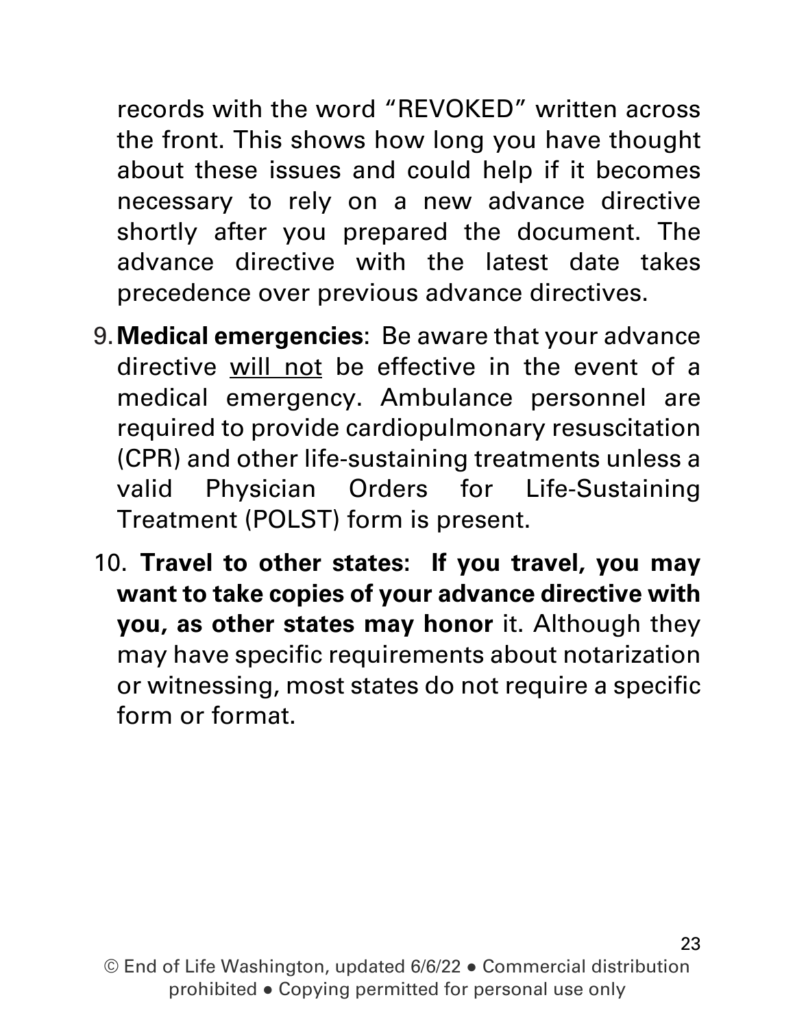records with the word "REVOKED" written across the front. This shows how long you have thought about these issues and could help if it becomes necessary to rely on a new advance directive shortly after you prepared the document. The advance directive with the latest date takes precedence over previous advance directives.

9. **Medical emergencies**: Be aware that your advance directive <u>will not</u> be effective in the event of a medical emergency. Ambulance personnel are required to provide cardiopulmonary resuscitation (CPR) and other life-sustaining treatments unless a valid Physician Orders for Life-Sustaining Treatment (POLST) form is present.

10. **Travel to other states: If you travel, you may want to take copies of your advance directive with you, as other states may honor** it. Although they may have specific requirements about notarization or witnessing, most states do not require a specific form or format.

© End of Life Washington, updated 6/6/22 ● Commercial distribution prohibited ● Copying permitted for personal use only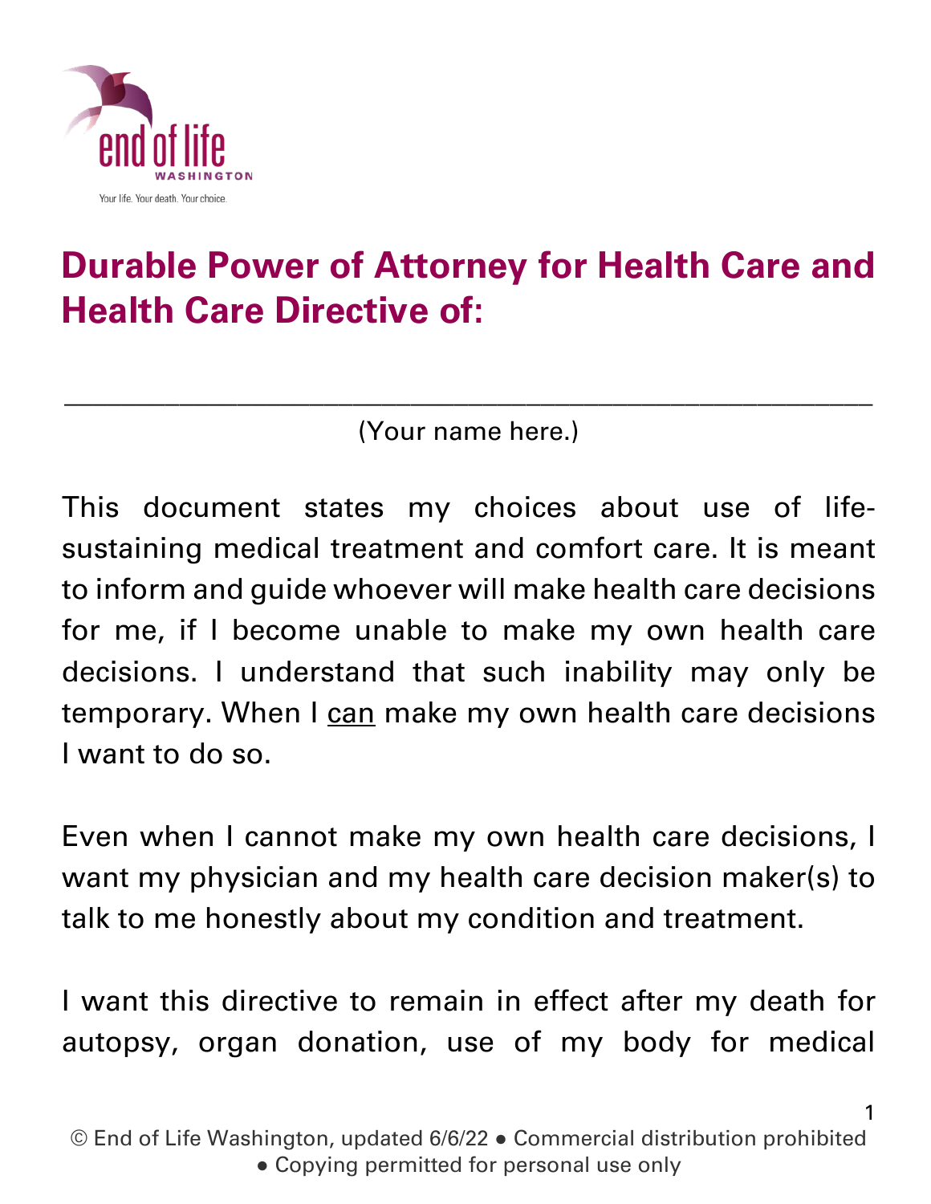# Durable Power of Attorney for Health Care and Health Care Directive of:

\_\_\_\_\_\_\_\_\_\_\_\_\_\_\_\_\_\_\_\_\_\_\_\_\_\_\_\_\_\_\_\_\_\_\_\_\_\_\_\_\_\_\_\_\_\_\_\_\_\_\_\_

(Your name here.)

This document states my choices about use of life-sustaining medical treatment and comfort care. It is meant to inform and guide whoever will make health care decisions for me, if I become unable to make my own health care decisions. I understand that such inability may only be temporary. When I <u>can</u> make my own health care decisions I want to do so.

Even when I cannot make my own health care decisions, I want my physician and my health care decision maker(s) to talk to me honestly about my condition and treatment.

I want this directive to remain in effect after my death for autopsy, organ donation, use of my body for medical

© End of Life Washington, updated 6/6/22 ● Commercial distribution prohibited ● Copying permitted for personal use only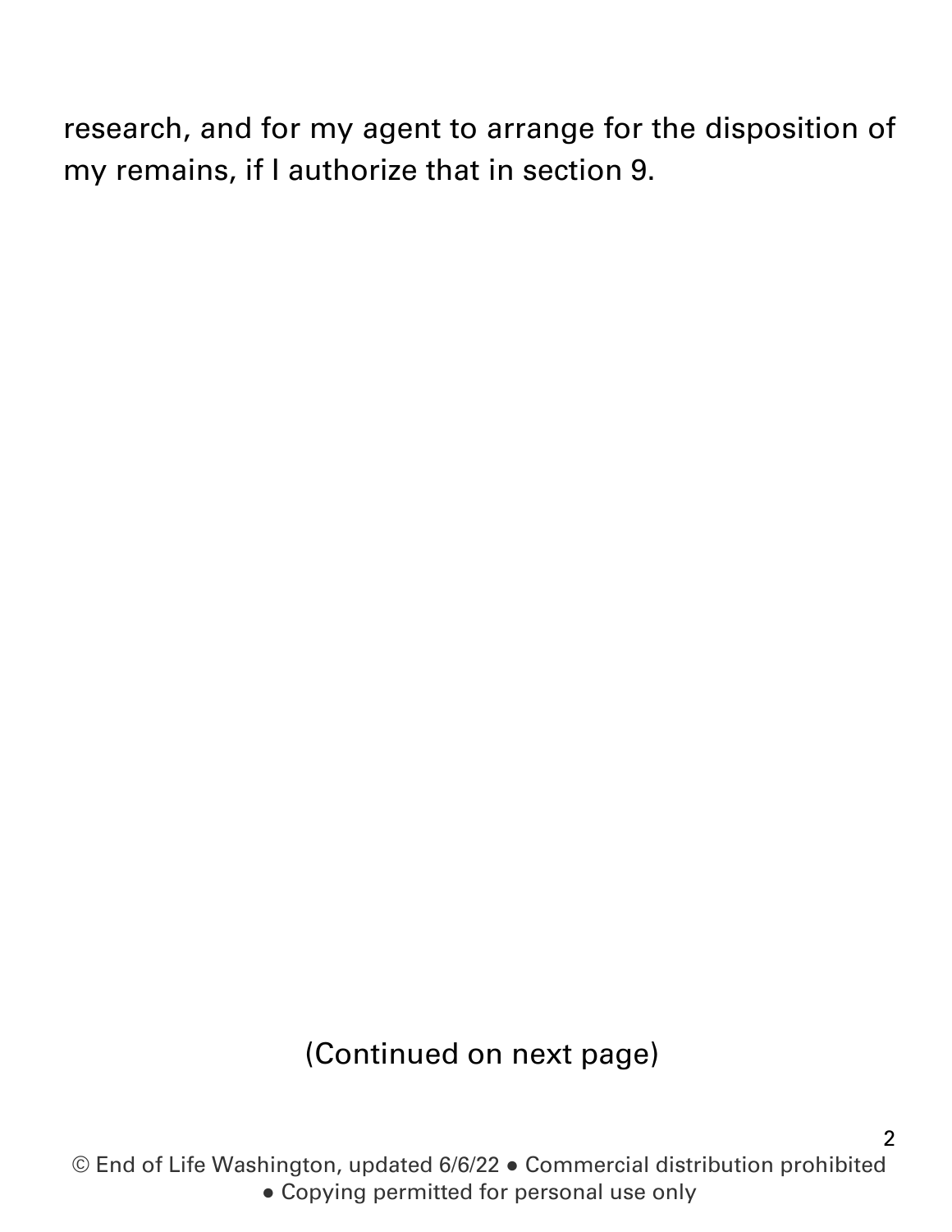research, and for my agent to arrange for the disposition of my remains, if I authorize that in section 9.

(Continued on next page)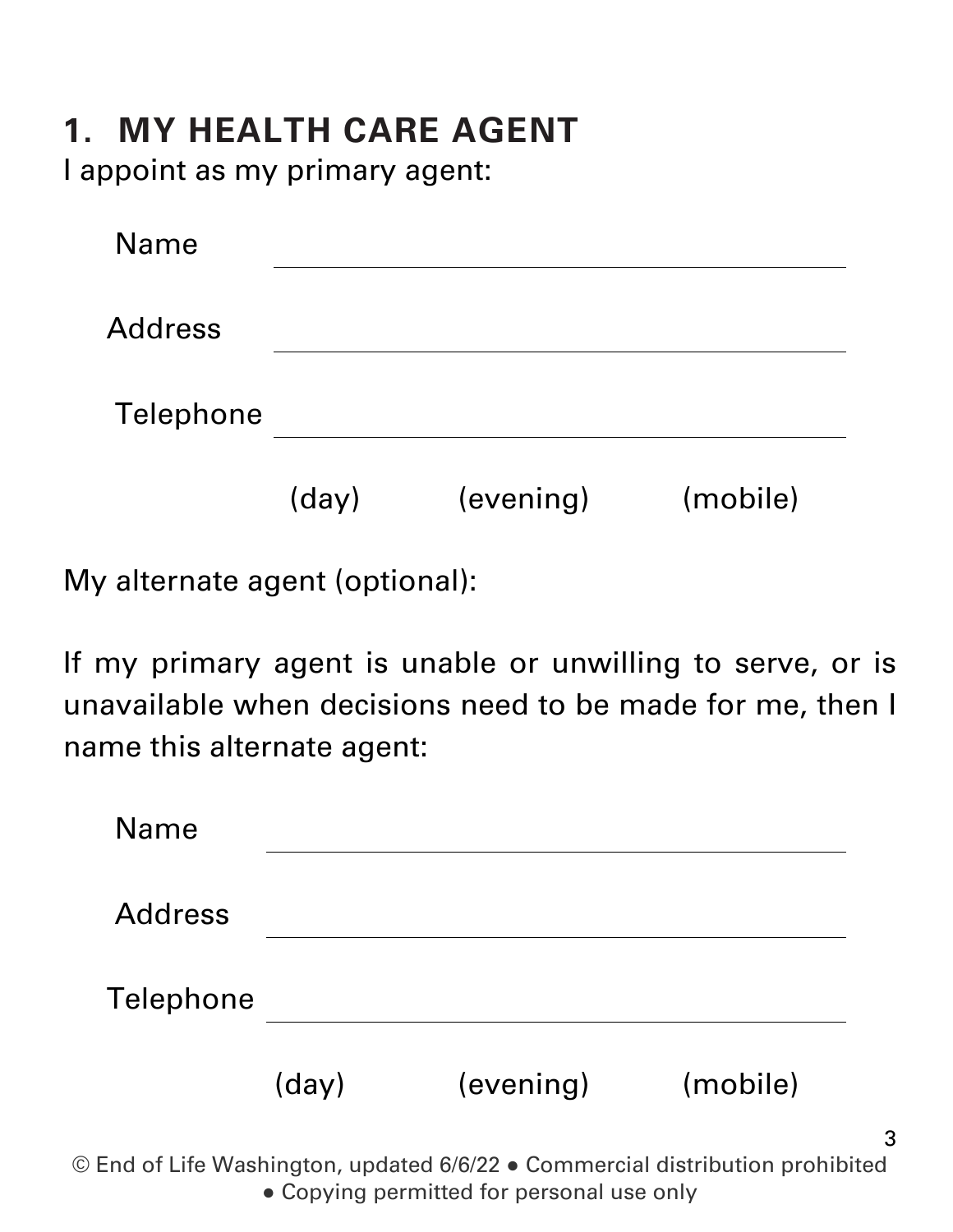## 1. MY HEALTH CARE AGENT

I appoint as my primary agent:

Name ______________________________

Address ______________________________

Telephone ______________________________

(day) (evening) (mobile)

My alternate agent (optional):

If my primary agent is unable or unwilling to serve, or is unavailable when decisions need to be made for me, then I name this alternate agent:

Name ______________________________

Address ______________________________

Telephone ______________________________

(day) (evening) (mobile)

© End of Life Washington, updated 6/6/22 ● Commercial distribution prohibited ● Copying permitted for personal use only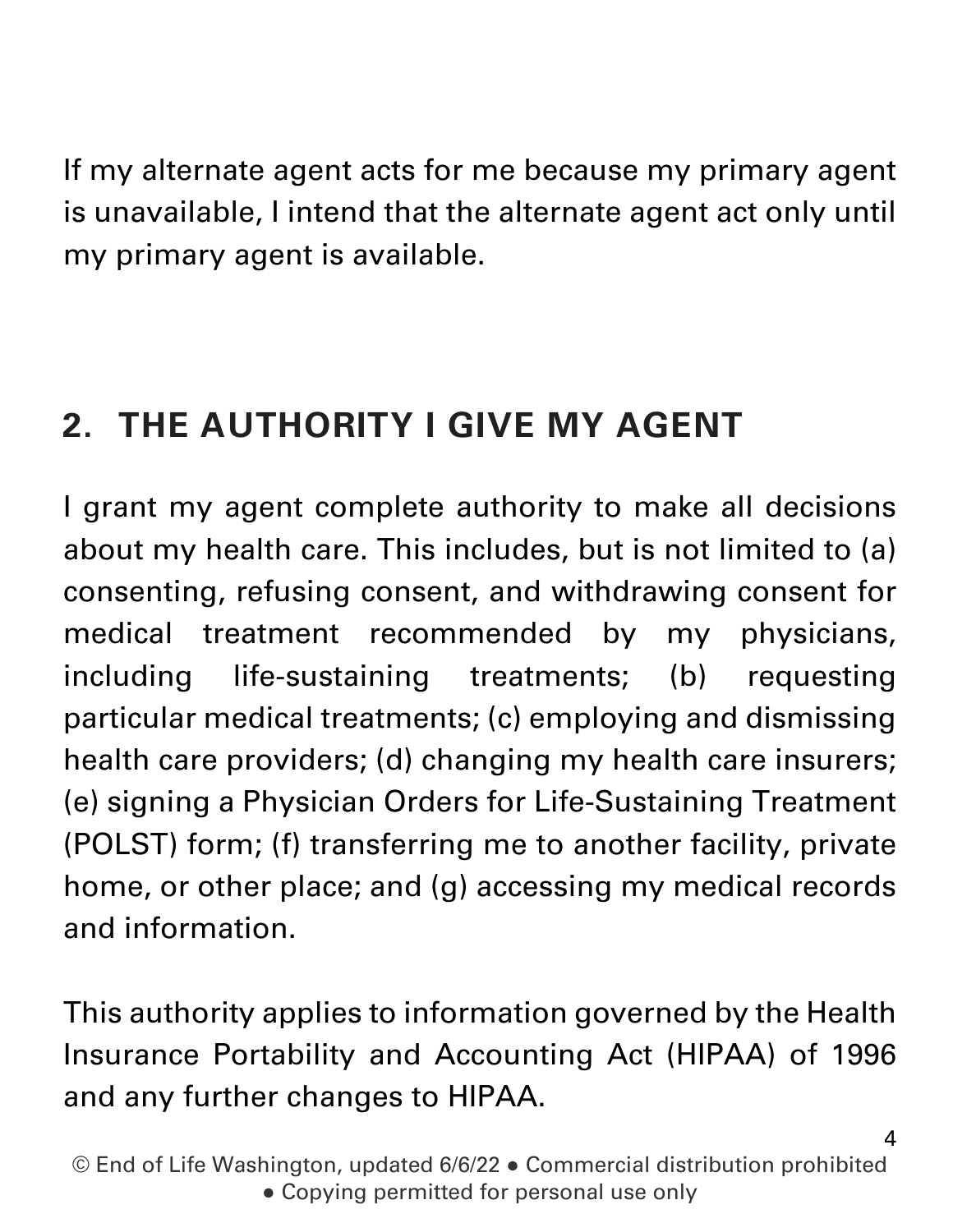If my alternate agent acts for me because my primary agent is unavailable, I intend that the alternate agent act only until my primary agent is available.

## 2. THE AUTHORITY I GIVE MY AGENT

I grant my agent complete authority to make all decisions about my health care. This includes, but is not limited to (a) consenting, refusing consent, and withdrawing consent for medical treatment recommended by my physicians, including life-sustaining treatments; (b) requesting particular medical treatments; (c) employing and dismissing health care providers; (d) changing my health care insurers; (e) signing a Physician Orders for Life-Sustaining Treatment (POLST) form; (f) transferring me to another facility, private home, or other place; and (g) accessing my medical records and information.

This authority applies to information governed by the Health Insurance Portability and Accounting Act (HIPAA) of 1996 and any further changes to HIPAA.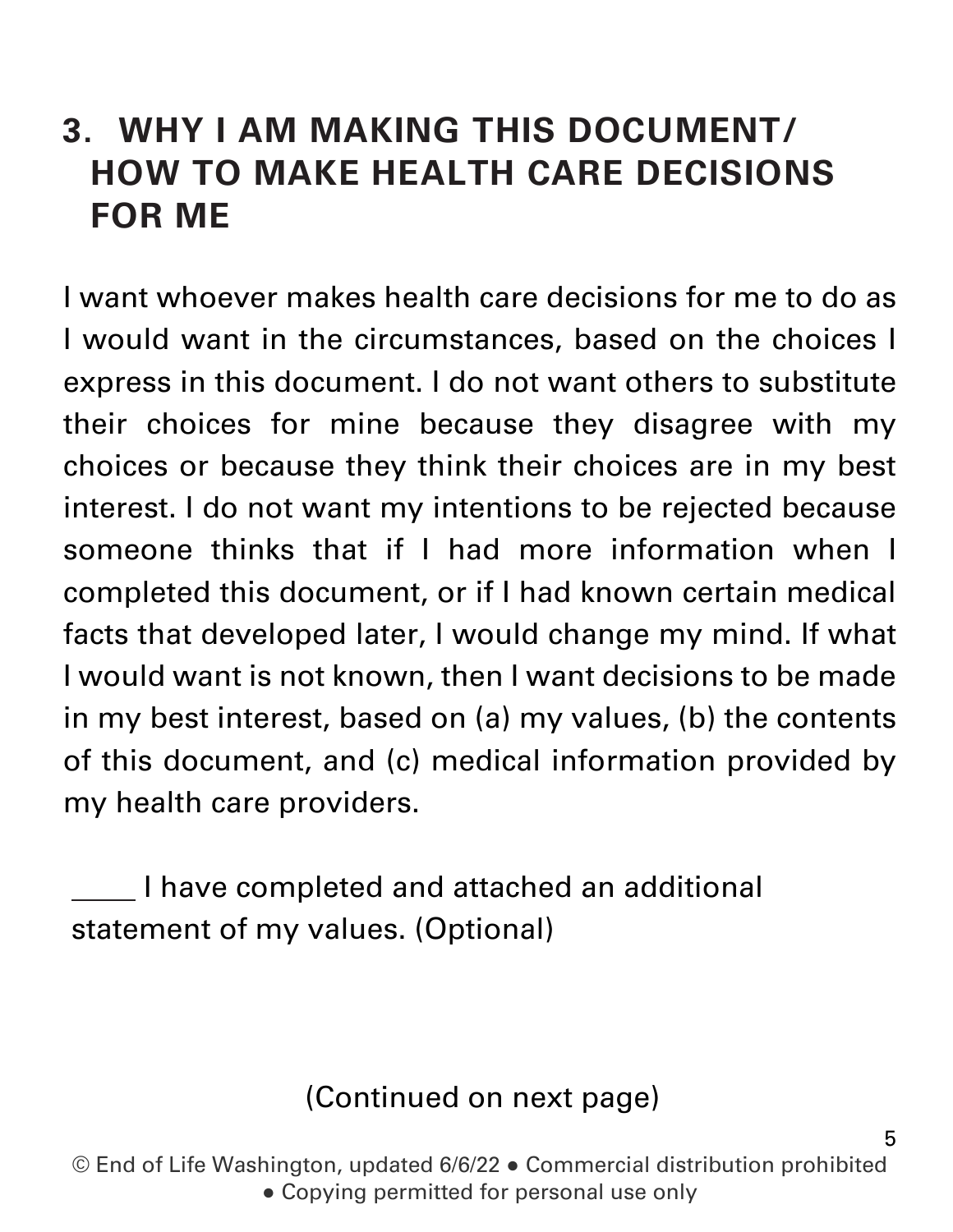## 3. WHY I AM MAKING THIS DOCUMENT/ HOW TO MAKE HEALTH CARE DECISIONS FOR ME

I want whoever makes health care decisions for me to do as I would want in the circumstances, based on the choices I express in this document. I do not want others to substitute their choices for mine because they disagree with my choices or because they think their choices are in my best interest. I do not want my intentions to be rejected because someone thinks that if I had more information when I completed this document, or if I had known certain medical facts that developed later, I would change my mind. If what I would want is not known, then I want decisions to be made in my best interest, based on (a) my values, (b) the contents of this document, and (c) medical information provided by my health care providers.

____ I have completed and attached an additional statement of my values. (Optional)

(Continued on next page)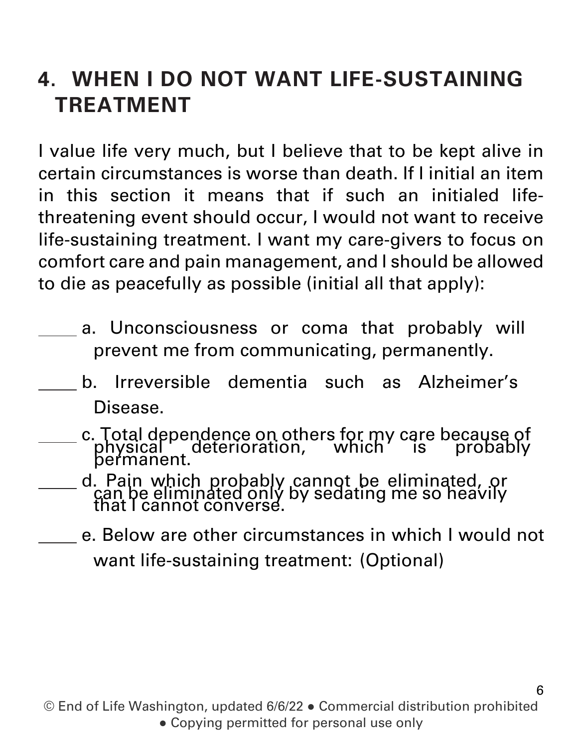## 4. WHEN I DO NOT WANT LIFE-SUSTAINING TREATMENT

I value life very much, but I believe that to be kept alive in certain circumstances is worse than death. If I initial an item in this section it means that if such an initialed life-threatening event should occur, I would not want to receive life-sustaining treatment. I want my care-givers to focus on comfort care and pain management, and I should be allowed to die as peacefully as possible (initial all that apply):

____ a. Unconsciousness or coma that probably will prevent me from communicating, permanently.

____ b. Irreversible dementia such as Alzheimer's Disease.

____ c. Total dependence on others for my care because of physical deterioration, which is probably permanent.

____ d. Pain which probably cannot be eliminated, or can be eliminated only by sedating me so heavily that I cannot converse.

____ e. Below are other circumstances in which I would not want life-sustaining treatment: (Optional)

© End of Life Washington, updated 6/6/22 • Commercial distribution prohibited • Copying permitted for personal use only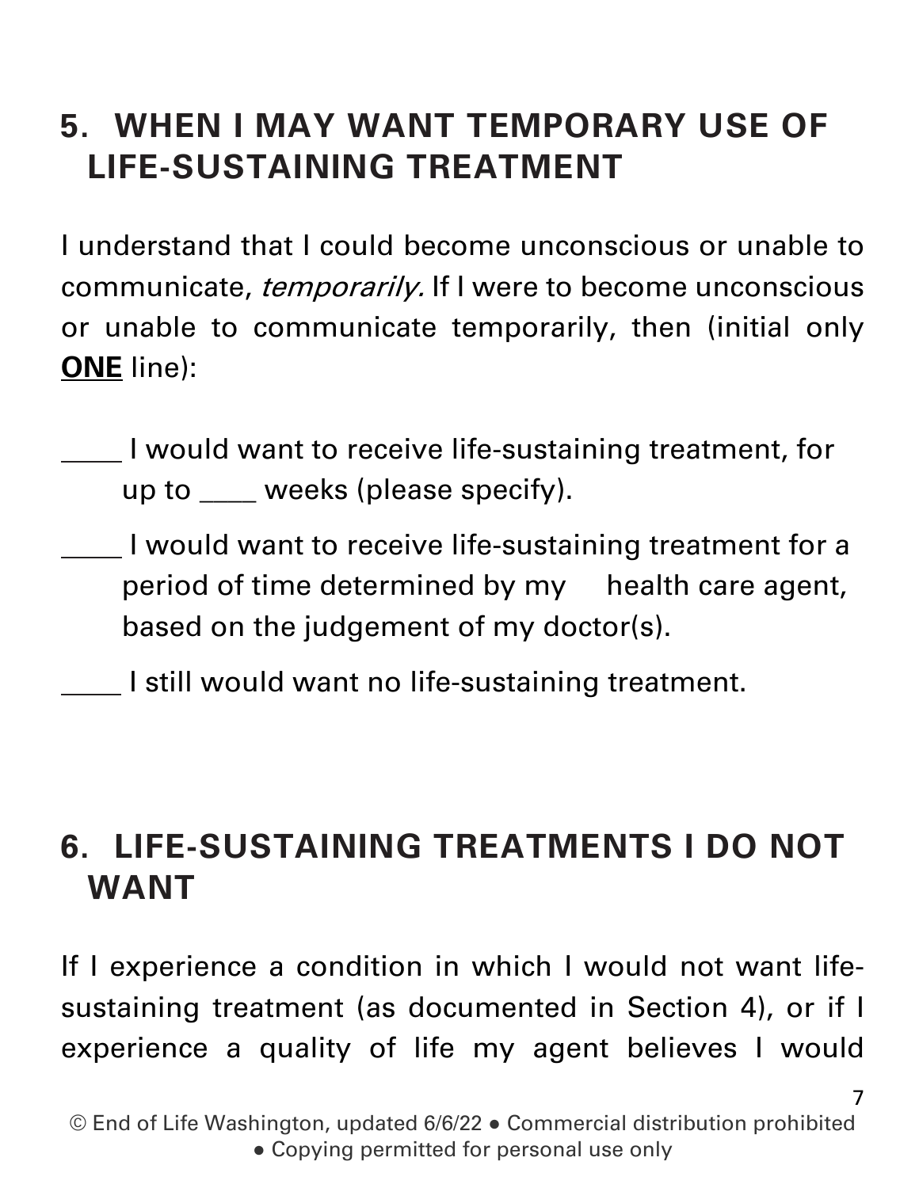## 5. WHEN I MAY WANT TEMPORARY USE OF LIFE-SUSTAINING TREATMENT

I understand that I could become unconscious or unable to communicate, *temporarily.* If I were to become unconscious or unable to communicate temporarily, then (initial only **ONE** line):

____ I would want to receive life-sustaining treatment, for up to ____ weeks (please specify).

____ I would want to receive life-sustaining treatment for a period of time determined by my health care agent, based on the judgement of my doctor(s).

____ I still would want no life-sustaining treatment.

## 6. LIFE-SUSTAINING TREATMENTS I DO NOT WANT

If I experience a condition in which I would not want life-sustaining treatment (as documented in Section 4), or if I experience a quality of life my agent believes I would

© End of Life Washington, updated 6/6/22 ● Commercial distribution prohibited ● Copying permitted for personal use only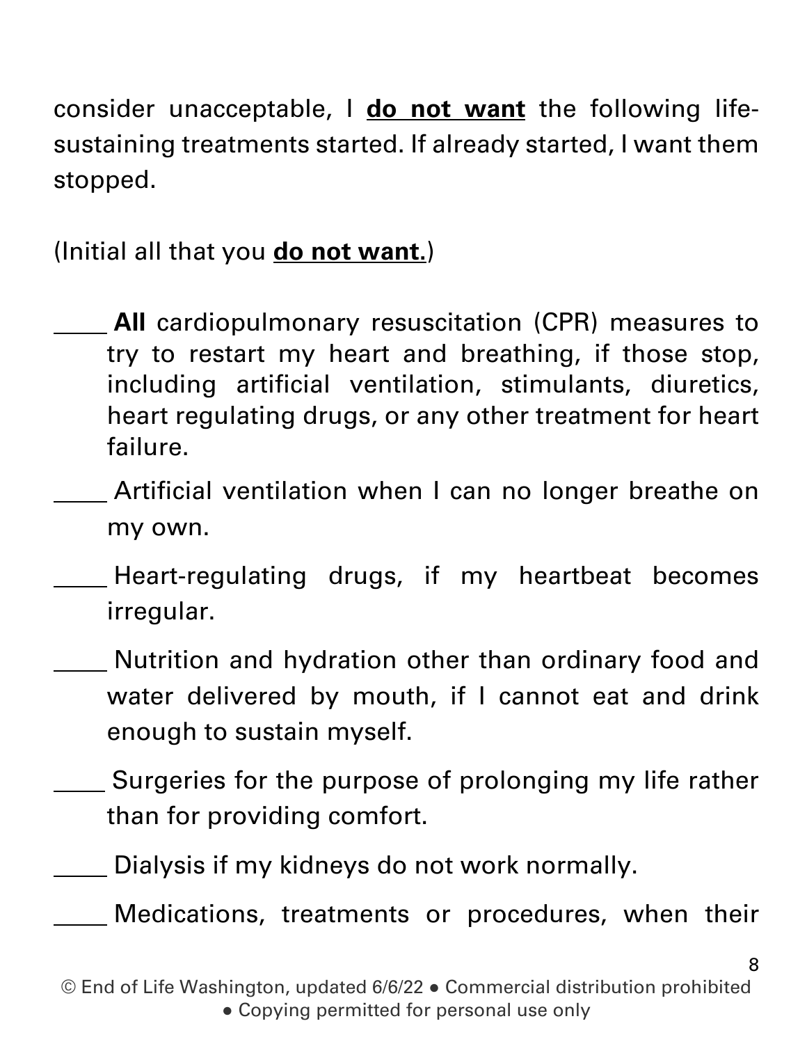consider unacceptable, I **do not want** the following life-sustaining treatments started. If already started, I want them stopped.

(Initial all that you **do not want.**)

____ **All** cardiopulmonary resuscitation (CPR) measures to try to restart my heart and breathing, if those stop, including artificial ventilation, stimulants, diuretics, heart regulating drugs, or any other treatment for heart failure.

____ Artificial ventilation when I can no longer breathe on my own.

____ Heart-regulating drugs, if my heartbeat becomes irregular.

____ Nutrition and hydration other than ordinary food and water delivered by mouth, if I cannot eat and drink enough to sustain myself.

____ Surgeries for the purpose of prolonging my life rather than for providing comfort.

____ Dialysis if my kidneys do not work normally.

____ Medications, treatments or procedures, when their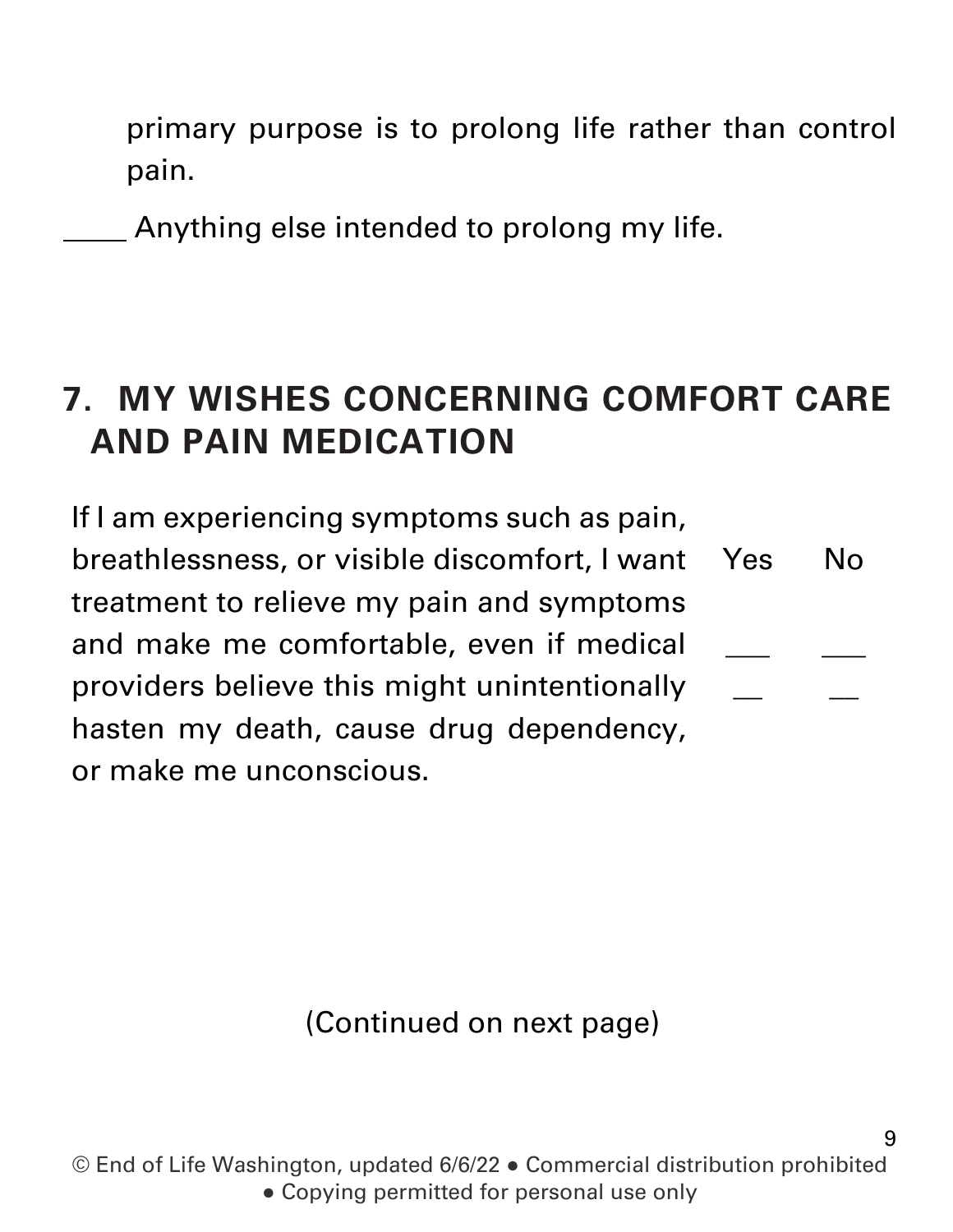primary purpose is to prolong life rather than control pain.

____ Anything else intended to prolong my life.

## 7. MY WISHES CONCERNING COMFORT CARE AND PAIN MEDICATION

| If I am experiencing symptoms such as pain, breathlessness, or visible discomfort, I want treatment to relieve my pain and symptoms and make me comfortable, even if medical providers believe this might unintentionally hasten my death, cause drug dependency, or make me unconscious. | Yes | No |
|---|---|---|
| | ___ | ___ |
| | __ | __ |

(Continued on next page)

© End of Life Washington, updated 6/6/22 ● Commercial distribution prohibited ● Copying permitted for personal use only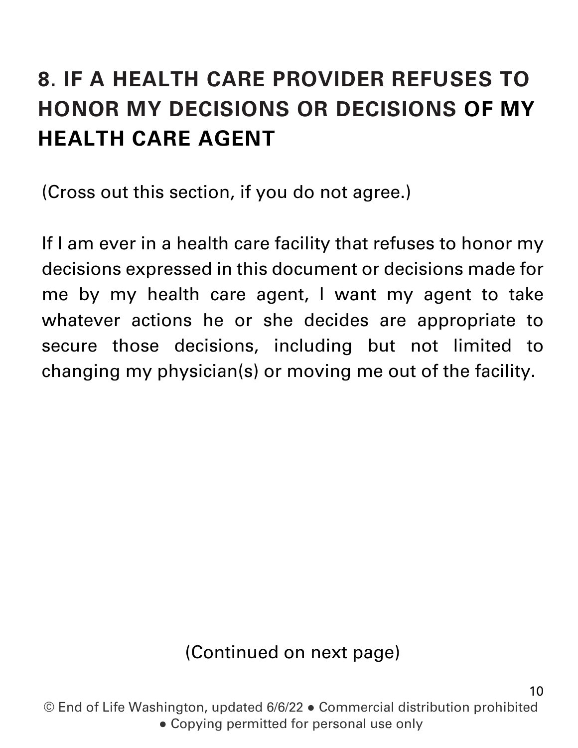## 8. IF A HEALTH CARE PROVIDER REFUSES TO HONOR MY DECISIONS OR DECISIONS OF MY HEALTH CARE AGENT

(Cross out this section, if you do not agree.)

If I am ever in a health care facility that refuses to honor my decisions expressed in this document or decisions made for me by my health care agent, I want my agent to take whatever actions he or she decides are appropriate to secure those decisions, including but not limited to changing my physician(s) or moving me out of the facility.

(Continued on next page)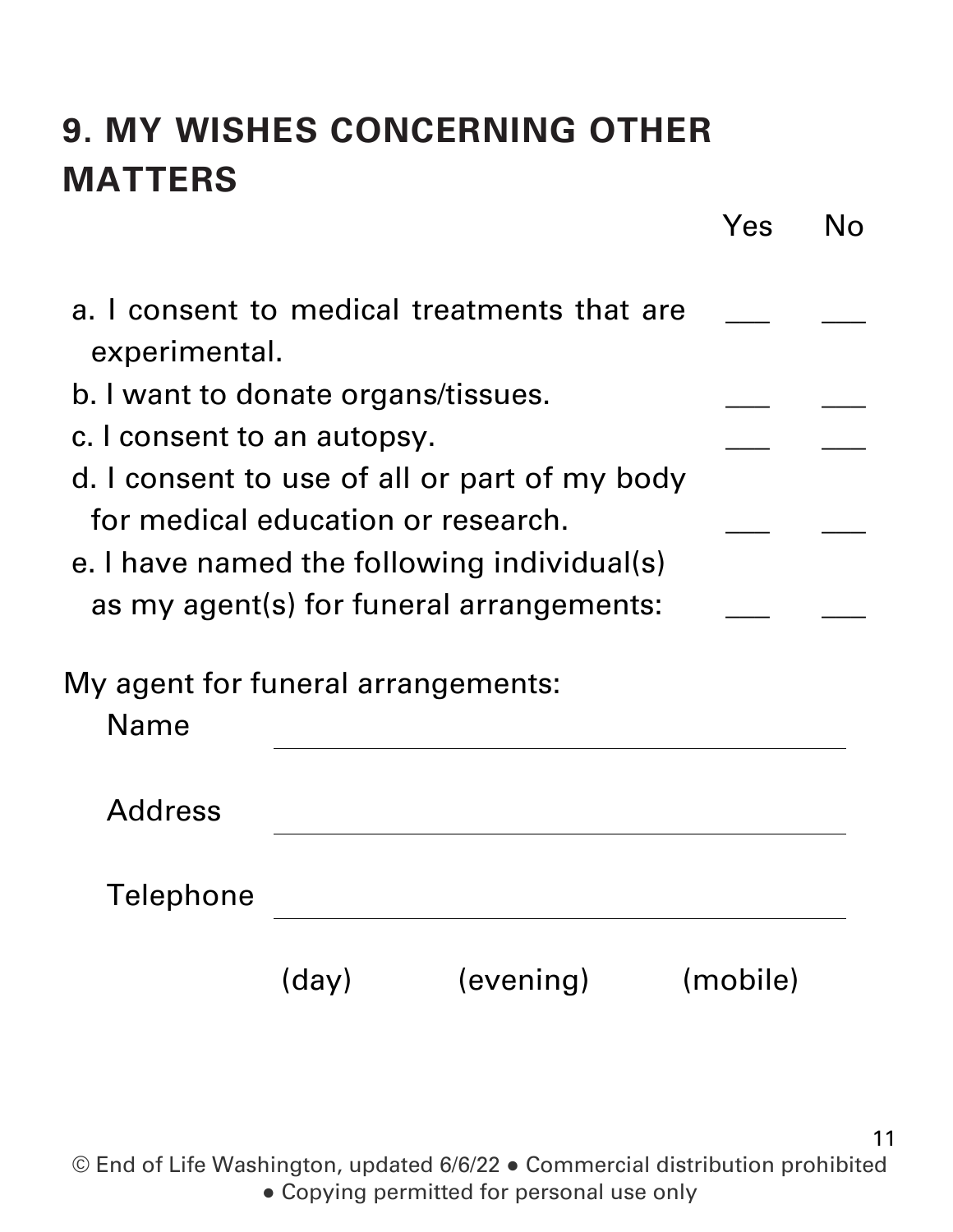## 9. MY WISHES CONCERNING OTHER MATTERS

| | Yes | No |
|---|---|---|
| a. I consent to medical treatments that are experimental. | ___ | ___ |
| b. I want to donate organs/tissues. | ___ | ___ |
| c. I consent to an autopsy. | ___ | ___ |
| d. I consent to use of all or part of my body for medical education or research. | ___ | ___ |
| e. I have named the following individual(s) as my agent(s) for funeral arrangements: | ___ | ___ |

My agent for funeral arrangements:

Name ______________________________

Address ______________________________

Telephone ______________________________

(day) (evening) (mobile)

© End of Life Washington, updated 6/6/22 ● Commercial distribution prohibited ● Copying permitted for personal use only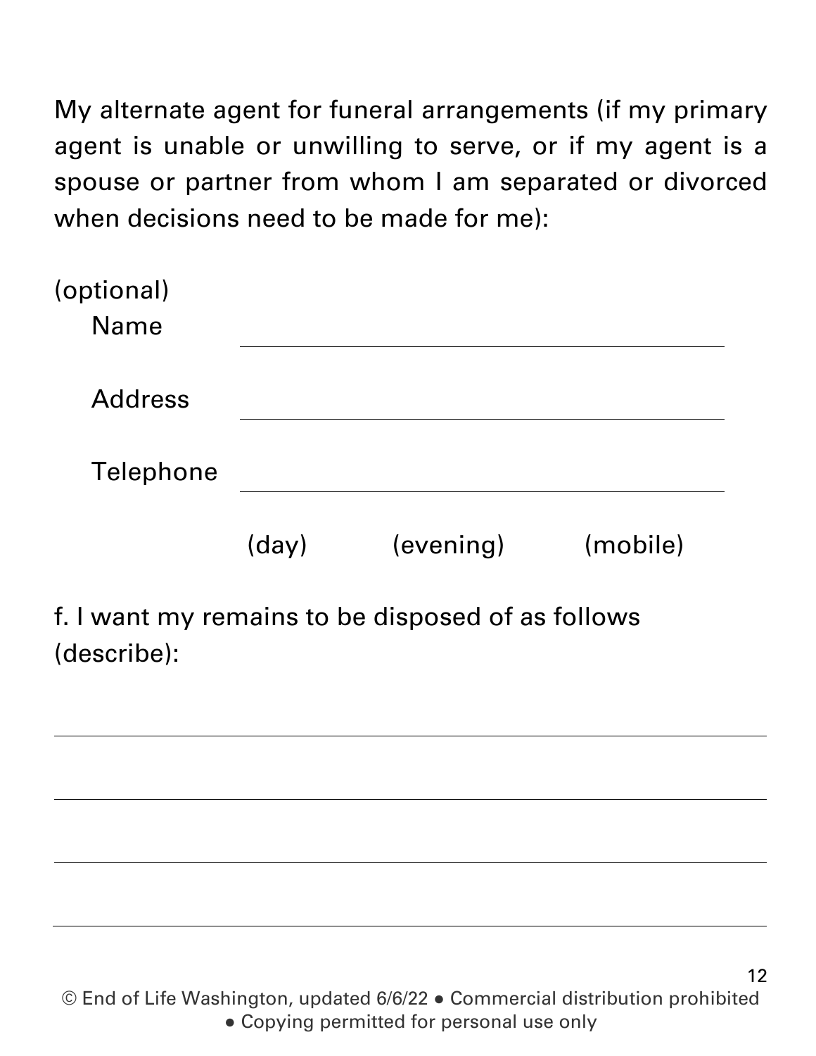My alternate agent for funeral arrangements (if my primary agent is unable or unwilling to serve, or if my agent is a spouse or partner from whom I am separated or divorced when decisions need to be made for me):

(optional)

Name ______________________________

Address ______________________________

Telephone ______________________________

(day) (evening) (mobile)

f. I want my remains to be disposed of as follows (describe):

______________________________________________

______________________________________________

______________________________________________

______________________________________________

© End of Life Washington, updated 6/6/22 • Commercial distribution prohibited • Copying permitted for personal use only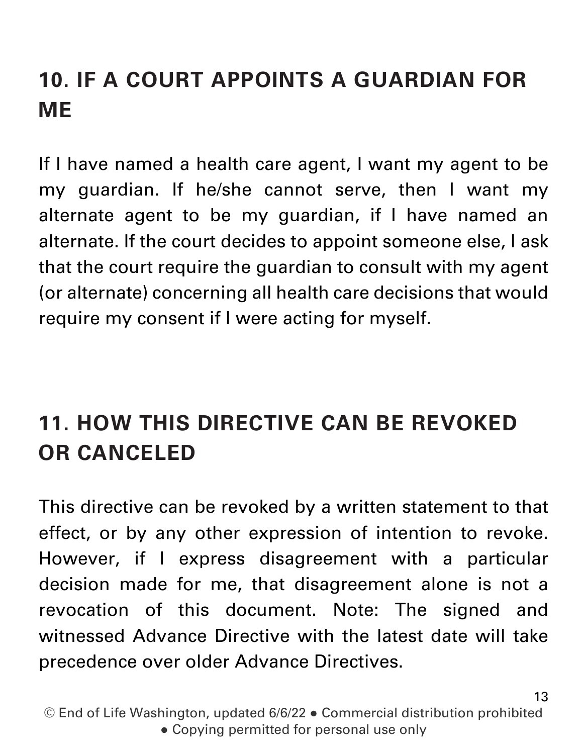## 10. IF A COURT APPOINTS A GUARDIAN FOR ME

If I have named a health care agent, I want my agent to be my guardian. If he/she cannot serve, then I want my alternate agent to be my guardian, if I have named an alternate. If the court decides to appoint someone else, I ask that the court require the guardian to consult with my agent (or alternate) concerning all health care decisions that would require my consent if I were acting for myself.

## 11. HOW THIS DIRECTIVE CAN BE REVOKED OR CANCELED

This directive can be revoked by a written statement to that effect, or by any other expression of intention to revoke. However, if I express disagreement with a particular decision made for me, that disagreement alone is not a revocation of this document. Note: The signed and witnessed Advance Directive with the latest date will take precedence over older Advance Directives.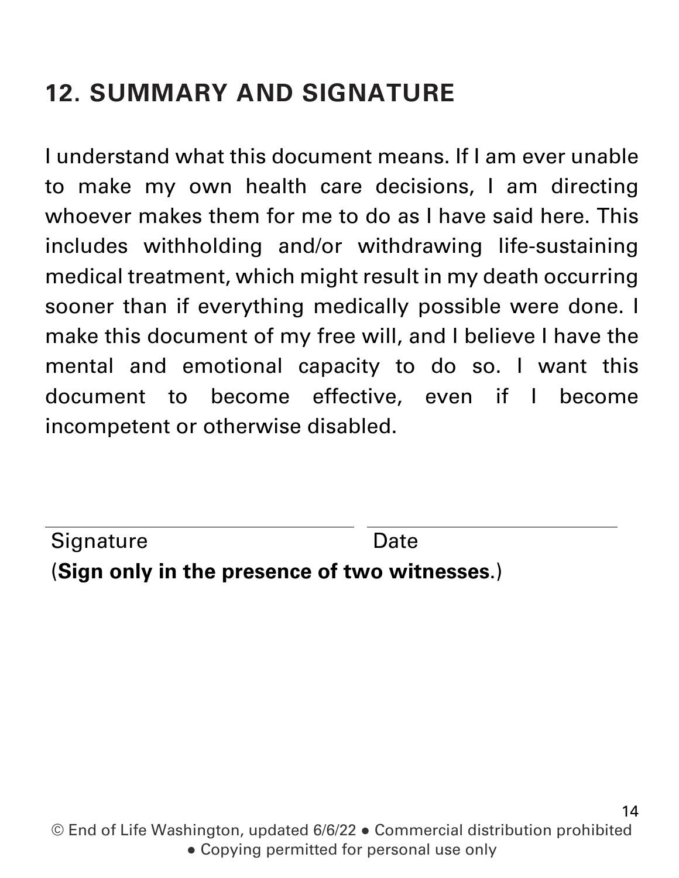## 12. SUMMARY AND SIGNATURE

I understand what this document means. If I am ever unable to make my own health care decisions, I am directing whoever makes them for me to do as I have said here. This includes withholding and/or withdrawing life-sustaining medical treatment, which might result in my death occurring sooner than if everything medically possible were done. I make this document of my free will, and I believe I have the mental and emotional capacity to do so. I want this document to become effective, even if I become incompetent or otherwise disabled.

| ______________________________ | ______________________________ |
|---|---|
| Signature | Date |

(**Sign only in the presence of two witnesses**.)

© End of Life Washington, updated 6/6/22 ● Commercial distribution prohibited ● Copying permitted for personal use only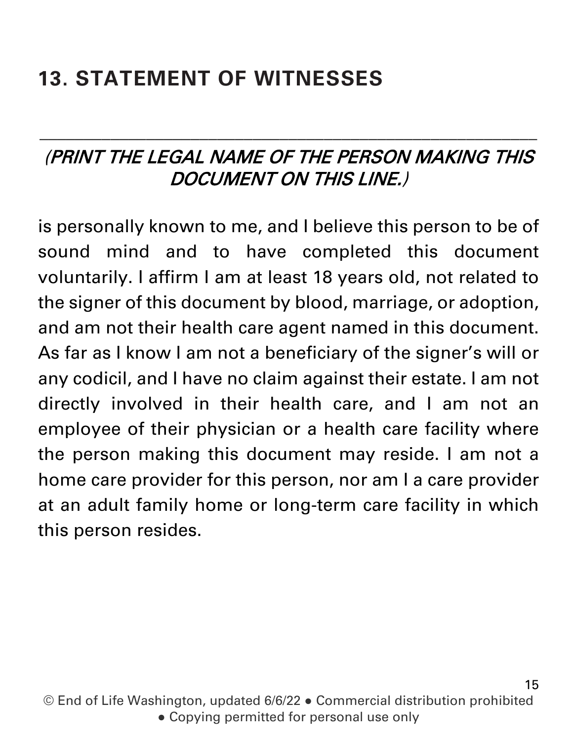## 13. STATEMENT OF WITNESSES

\_\_\_\_\_\_\_\_\_\_\_\_\_\_\_\_\_\_\_\_\_\_\_\_\_\_\_\_\_\_\_\_\_\_\_\_\_\_\_\_\_\_\_\_\_\_\_\_\_\_\_\_\_\_\_\_\_\_

*(PRINT THE LEGAL NAME OF THE PERSON MAKING THIS DOCUMENT ON THIS LINE.)*

is personally known to me, and I believe this person to be of sound mind and to have completed this document voluntarily. I affirm I am at least 18 years old, not related to the signer of this document by blood, marriage, or adoption, and am not their health care agent named in this document. As far as I know I am not a beneficiary of the signer's will or any codicil, and I have no claim against their estate. I am not directly involved in their health care, and I am not an employee of their physician or a health care facility where the person making this document may reside. I am not a home care provider for this person, nor am I a care provider at an adult family home or long-term care facility in which this person resides.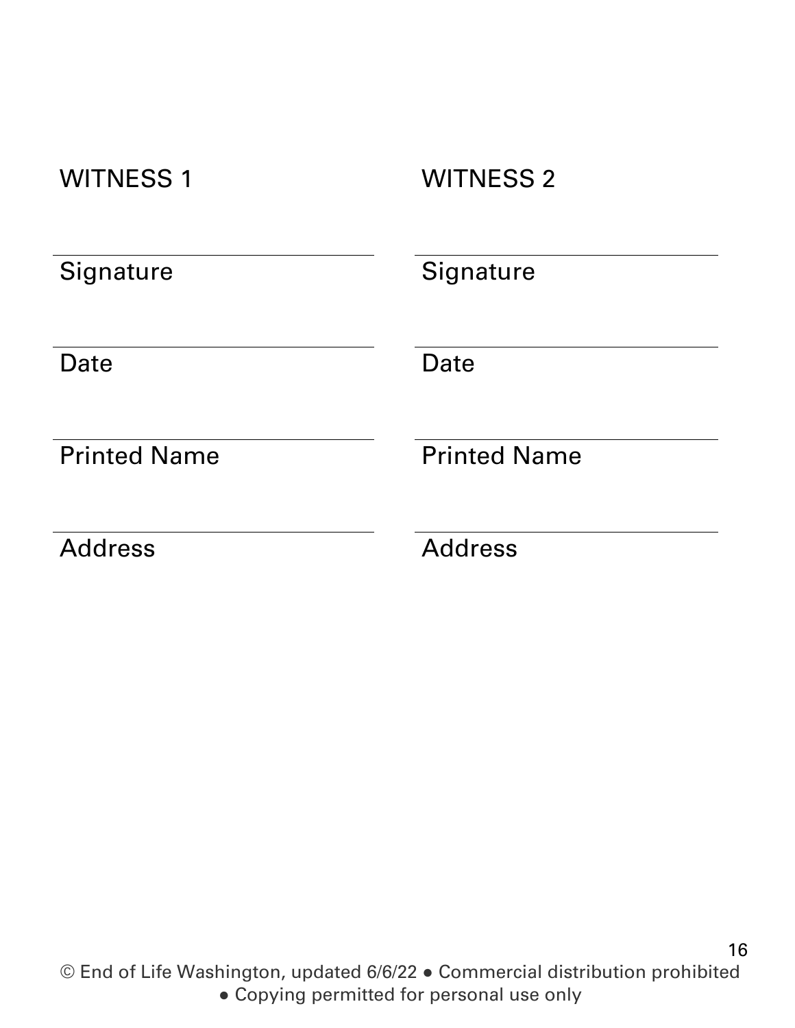WITNESS 1

\_\_\_\_\_\_\_\_\_\_\_\_\_\_\_\_\_\_\_\_\_\_\_\_\_\_\_\_\_\_
Signature

\_\_\_\_\_\_\_\_\_\_\_\_\_\_\_\_\_\_\_\_\_\_\_\_\_\_\_\_\_\_
Date

\_\_\_\_\_\_\_\_\_\_\_\_\_\_\_\_\_\_\_\_\_\_\_\_\_\_\_\_\_\_
Printed Name

\_\_\_\_\_\_\_\_\_\_\_\_\_\_\_\_\_\_\_\_\_\_\_\_\_\_\_\_\_\_
Address

WITNESS 2

\_\_\_\_\_\_\_\_\_\_\_\_\_\_\_\_\_\_\_\_\_\_\_\_\_\_\_\_\_\_
Signature

\_\_\_\_\_\_\_\_\_\_\_\_\_\_\_\_\_\_\_\_\_\_\_\_\_\_\_\_\_\_
Date

\_\_\_\_\_\_\_\_\_\_\_\_\_\_\_\_\_\_\_\_\_\_\_\_\_\_\_\_\_\_
Printed Name

\_\_\_\_\_\_\_\_\_\_\_\_\_\_\_\_\_\_\_\_\_\_\_\_\_\_\_\_\_\_
Address